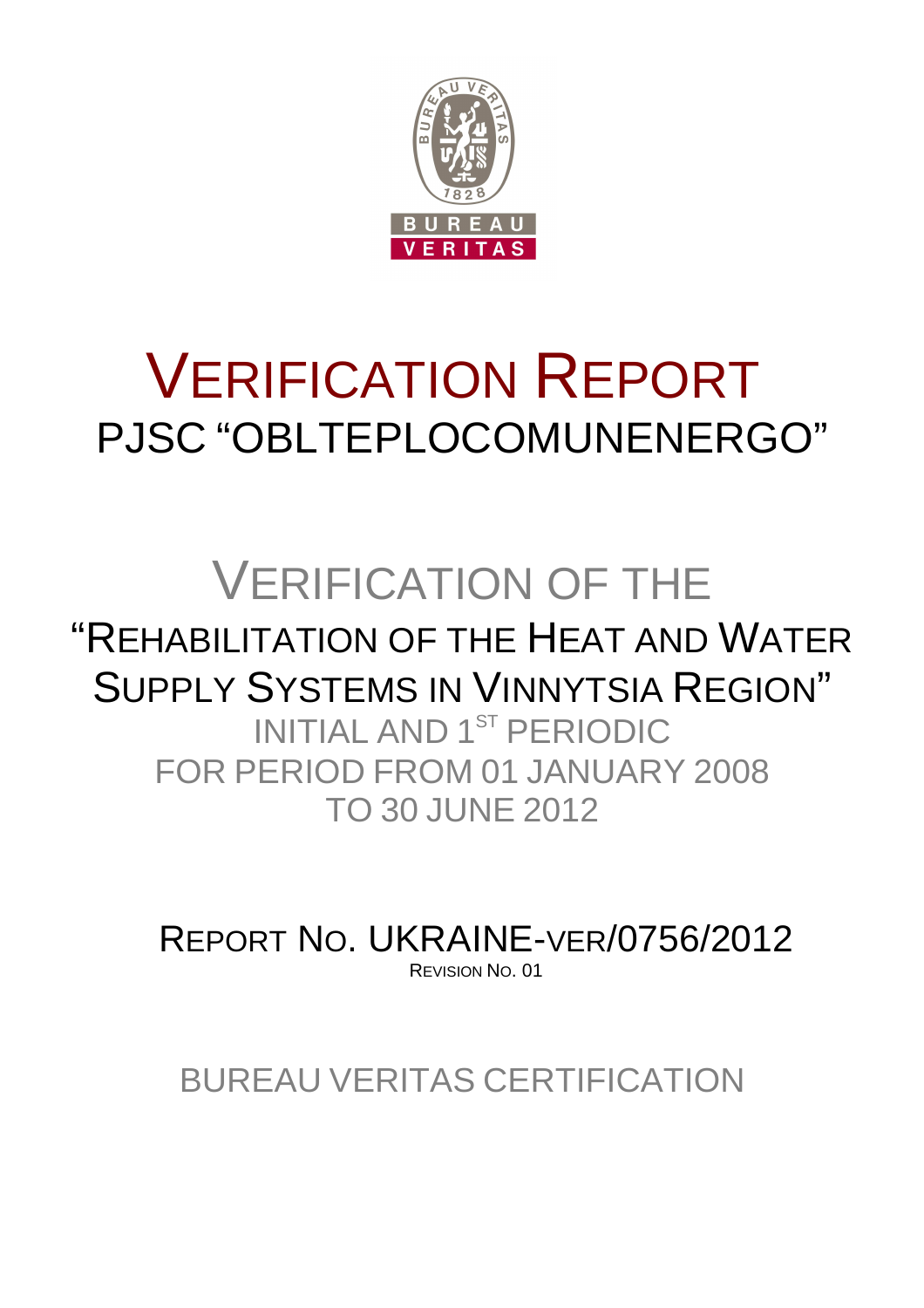# VERIFICATION REPORT

## PJSC "OBLTEPLOCOMUNENERGO"

# VERIFICATION OF THE

## "REHABILITATION OF THE HEAT AND WATER SUPPLY SYSTEMS IN VINNYTSIA REGION"

INITIAL AND 1ST PERIODIC
FOR PERIOD FROM 01 JANUARY 2008
TO 30 JUNE 2012

REPORT NO. UKRAINE-VER/0756/2012
REVISION NO. 01

BUREAU VERITAS CERTIFICATION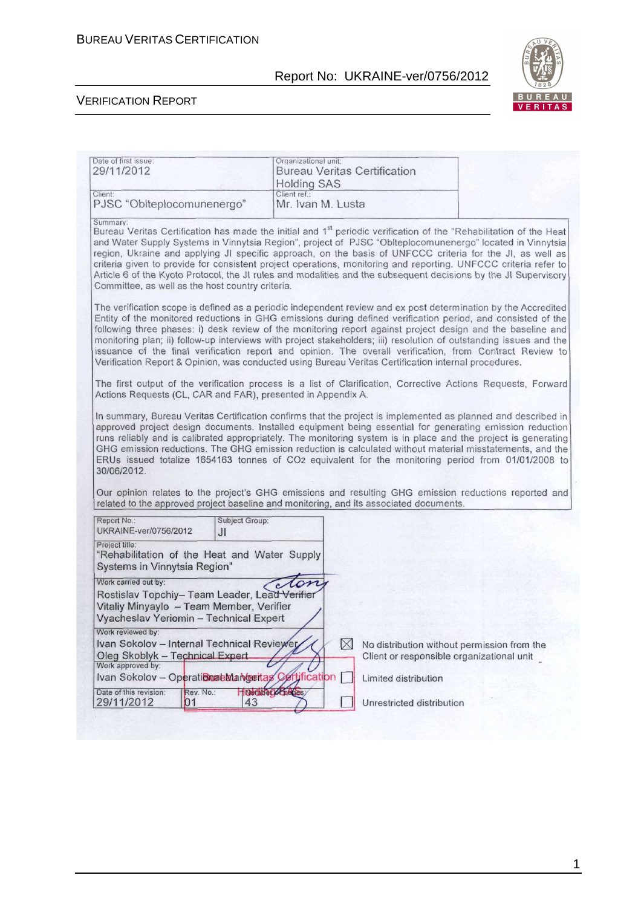| Date of first issue: 29/11/2012 | Organizational unit: Bureau Veritas Certification Holding SAS |
|---|---|
| Client: PJSC "Oblteplocomunenergo" | Client ref.: Mr. Ivan M. Lusta |

Summary:

Bureau Veritas Certification has made the initial and 1st periodic verification of the "Rehabilitation of the Heat and Water Supply Systems in Vinnytsia Region", project of PJSC "Oblteplocomunenergo" located in Vinnytsia region, Ukraine and applying JI specific approach, on the basis of UNFCCC criteria for the JI, as well as criteria given to provide for consistent project operations, monitoring and reporting. UNFCCC criteria refer to Article 6 of the Kyoto Protocol, the JI rules and modalities and the subsequent decisions by the JI Supervisory Committee, as well as the host country criteria.

The verification scope is defined as a periodic independent review and ex post determination by the Accredited Entity of the monitored reductions in GHG emissions during defined verification period, and consisted of the following three phases: i) desk review of the monitoring report against project design and the baseline and monitoring plan; ii) follow-up interviews with project stakeholders; iii) resolution of outstanding issues and the issuance of the final verification report and opinion. The overall verification, from Contract Review to Verification Report & Opinion, was conducted using Bureau Veritas Certification internal procedures.

The first output of the verification process is a list of Clarification, Corrective Actions Requests, Forward Actions Requests (CL, CAR and FAR), presented in Appendix A.

In summary, Bureau Veritas Certification confirms that the project is implemented as planned and described in approved project design documents. Installed equipment being essential for generating emission reduction runs reliably and is calibrated appropriately. The monitoring system is in place and the project is generating GHG emission reductions. The GHG emission reduction is calculated without material misstatements, and the ERUs issued totalize 1654163 tonnes of $CO_2$ equivalent for the monitoring period from 01/01/2008 to 30/06/2012.

Our opinion relates to the project's GHG emissions and resulting GHG emission reductions reported and related to the approved project baseline and monitoring, and its associated documents.

| Report No.: UKRAINE-ver/0756/2012 | Subject Group: JI |
|---|---|

Project title:
"Rehabilitation of the Heat and Water Supply Systems in Vinnytsia Region"

Work carried out by:
Rostislav Topchiy– Team Leader, Lead Verifier
Vitaliy Minyaylo – Team Member, Verifier
Vyacheslav Yeriomin – Technical Expert

Work reviewed by:
Ivan Sokolov – Internal Technical Reviewer
Oleg Skoblyk – Technical Expert

Work approved by:
Ivan Sokolov – Operational Manager

| Date of this revision: 29/11/2012 | Rev. No.: 01 | Number of pages: 43 |
|---|---|---|

- ☒ No distribution without permission from the Client or responsible organizational unit
- ☐ Limited distribution
- ☐ Unrestricted distribution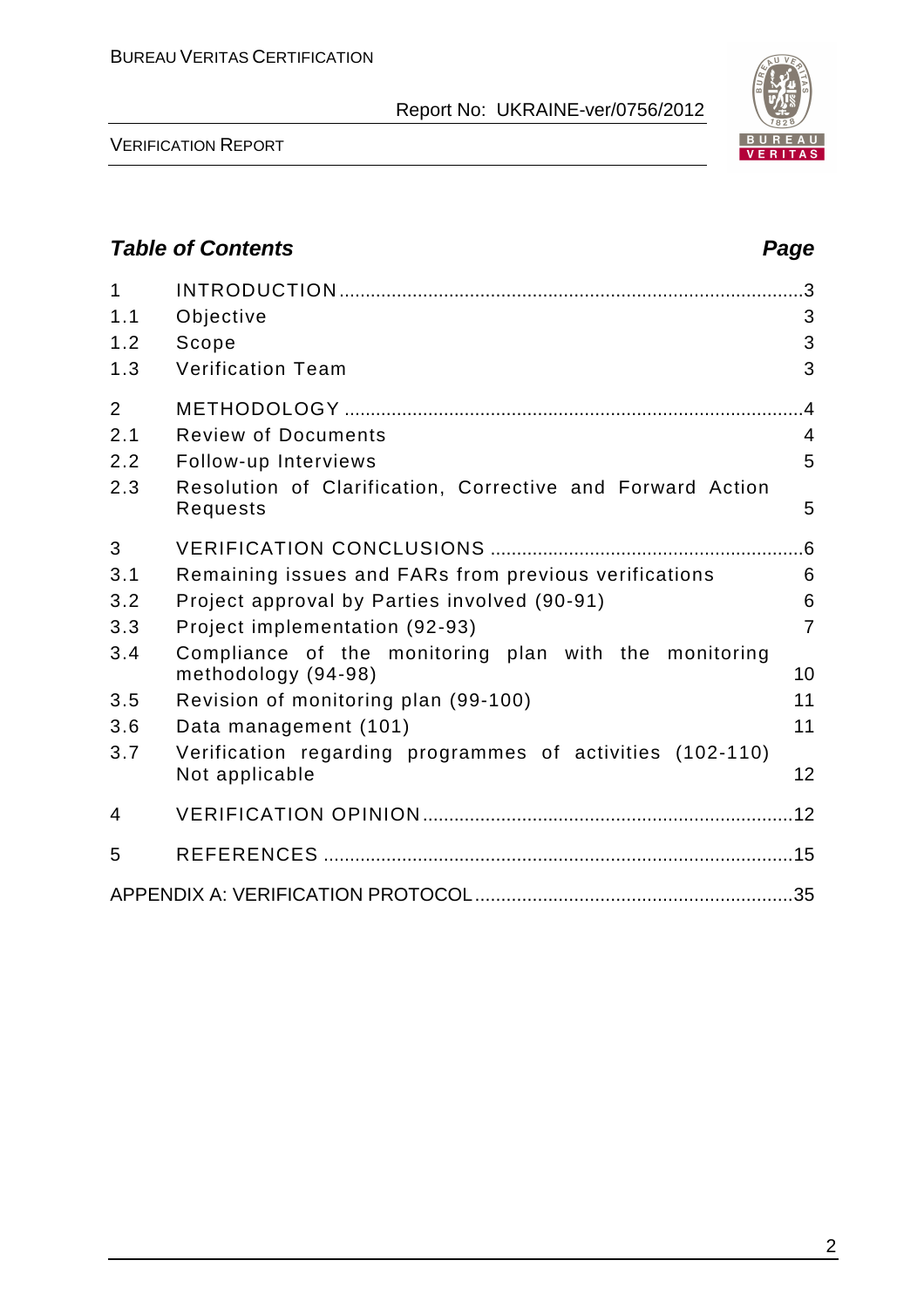## Table of Contents

| | | Page |
|---|---|---|
| 1 | INTRODUCTION | 3 |
| 1.1 | Objective | 3 |
| 1.2 | Scope | 3 |
| 1.3 | Verification Team | 3 |
| 2 | METHODOLOGY | 4 |
| 2.1 | Review of Documents | 4 |
| 2.2 | Follow-up Interviews | 5 |
| 2.3 | Resolution of Clarification, Corrective and Forward Action Requests | 5 |
| 3 | VERIFICATION CONCLUSIONS | 6 |
| 3.1 | Remaining issues and FARs from previous verifications | 6 |
| 3.2 | Project approval by Parties involved (90-91) | 6 |
| 3.3 | Project implementation (92-93) | 7 |
| 3.4 | Compliance of the monitoring plan with the monitoring methodology (94-98) | 10 |
| 3.5 | Revision of monitoring plan (99-100) | 11 |
| 3.6 | Data management (101) | 11 |
| 3.7 | Verification regarding programmes of activities (102-110) Not applicable | 12 |
| 4 | VERIFICATION OPINION | 12 |
| 5 | REFERENCES | 15 |
| | APPENDIX A: VERIFICATION PROTOCOL | 35 |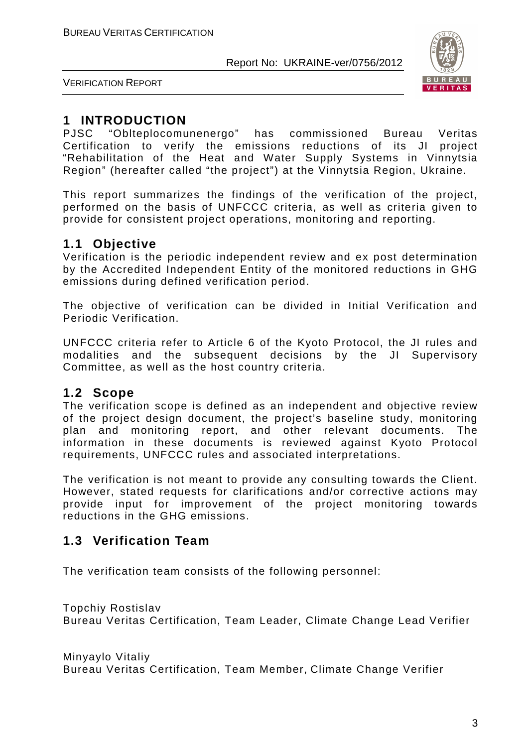# 1 INTRODUCTION

PJSC "Oblteplocomunenergo" has commissioned Bureau Veritas Certification to verify the emissions reductions of its JI project "Rehabilitation of the Heat and Water Supply Systems in Vinnytsia Region" (hereafter called "the project") at the Vinnytsia Region, Ukraine.

This report summarizes the findings of the verification of the project, performed on the basis of UNFCCC criteria, as well as criteria given to provide for consistent project operations, monitoring and reporting.

## 1.1 Objective

Verification is the periodic independent review and ex post determination by the Accredited Independent Entity of the monitored reductions in GHG emissions during defined verification period.

The objective of verification can be divided in Initial Verification and Periodic Verification.

UNFCCC criteria refer to Article 6 of the Kyoto Protocol, the JI rules and modalities and the subsequent decisions by the JI Supervisory Committee, as well as the host country criteria.

## 1.2 Scope

The verification scope is defined as an independent and objective review of the project design document, the project's baseline study, monitoring plan and monitoring report, and other relevant documents. The information in these documents is reviewed against Kyoto Protocol requirements, UNFCCC rules and associated interpretations.

The verification is not meant to provide any consulting towards the Client. However, stated requests for clarifications and/or corrective actions may provide input for improvement of the project monitoring towards reductions in the GHG emissions.

## 1.3 Verification Team

The verification team consists of the following personnel:

Topchiy Rostislav
Bureau Veritas Certification, Team Leader, Climate Change Lead Verifier

Minyaylo Vitaliy
Bureau Veritas Certification, Team Member, Climate Change Verifier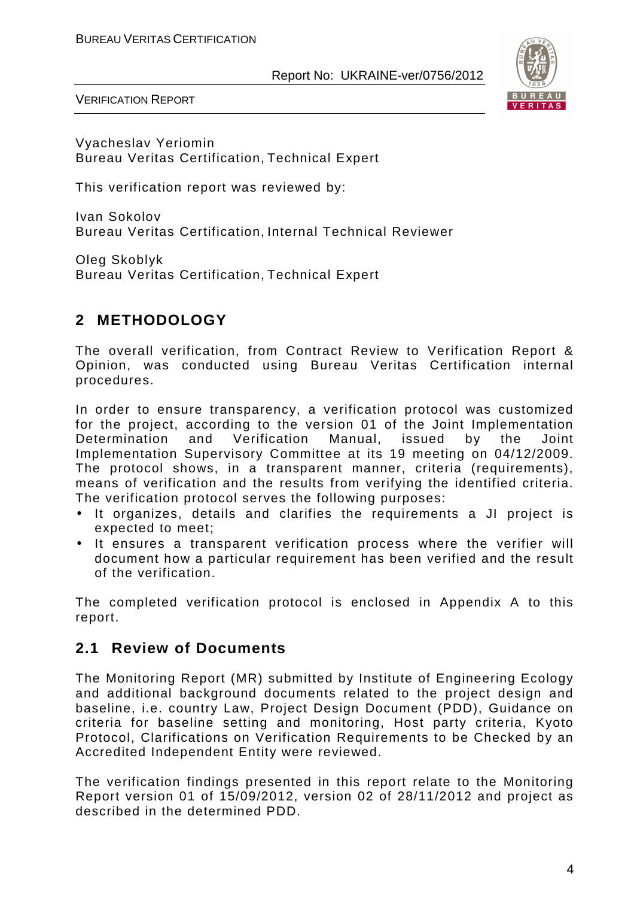Vyacheslav Yeriomin
Bureau Veritas Certification, Technical Expert

This verification report was reviewed by:

Ivan Sokolov
Bureau Veritas Certification, Internal Technical Reviewer

Oleg Skoblyk
Bureau Veritas Certification, Technical Expert

## 2 METHODOLOGY

The overall verification, from Contract Review to Verification Report & Opinion, was conducted using Bureau Veritas Certification internal procedures.

In order to ensure transparency, a verification protocol was customized for the project, according to the version 01 of the Joint Implementation Determination and Verification Manual, issued by the Joint Implementation Supervisory Committee at its 19 meeting on 04/12/2009. The protocol shows, in a transparent manner, criteria (requirements), means of verification and the results from verifying the identified criteria. The verification protocol serves the following purposes:

- It organizes, details and clarifies the requirements a JI project is expected to meet;
- It ensures a transparent verification process where the verifier will document how a particular requirement has been verified and the result of the verification.

The completed verification protocol is enclosed in Appendix A to this report.

### 2.1 Review of Documents

The Monitoring Report (MR) submitted by Institute of Engineering Ecology and additional background documents related to the project design and baseline, i.e. country Law, Project Design Document (PDD), Guidance on criteria for baseline setting and monitoring, Host party criteria, Kyoto Protocol, Clarifications on Verification Requirements to be Checked by an Accredited Independent Entity were reviewed.

The verification findings presented in this report relate to the Monitoring Report version 01 of 15/09/2012, version 02 of 28/11/2012 and project as described in the determined PDD.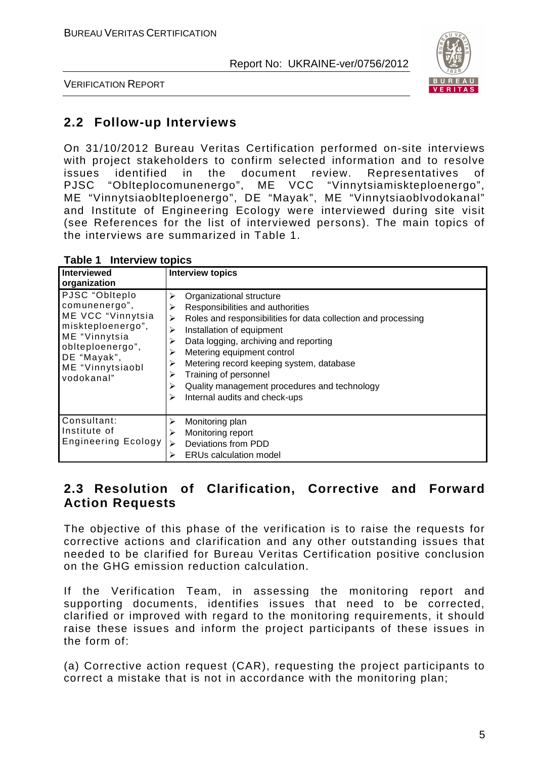## 2.2 Follow-up Interviews

On 31/10/2012 Bureau Veritas Certification performed on-site interviews with project stakeholders to confirm selected information and to resolve issues identified in the document review. Representatives of PJSC "Oblteplocomunenergo", ME VCC "Vinnytsiamiskteploenergo", ME "Vinnytsiaoblteploenergo", DE "Mayak", ME "Vinnytsiaoblvodokanal" and Institute of Engineering Ecology were interviewed during site visit (see References for the list of interviewed persons). The main topics of the interviews are summarized in Table 1.

**Table 1 Interview topics**

| Interviewed organization | Interview topics |
|---|---|
| PJSC "Oblteplo comunenergo", ME VCC "Vinnytsia miskteploenergo", ME "Vinnytsia oblteploenergo", DE "Mayak", ME "Vinnytsiaobl vodokanal" | ➢ Organizational structure<br>➢ Responsibilities and authorities<br>➢ Roles and responsibilities for data collection and processing<br>➢ Installation of equipment<br>➢ Data logging, archiving and reporting<br>➢ Metering equipment control<br>➢ Metering record keeping system, database<br>➢ Training of personnel<br>➢ Quality management procedures and technology<br>➢ Internal audits and check-ups |
| Consultant: Institute of Engineering Ecology | ➢ Monitoring plan<br>➢ Monitoring report<br>➢ Deviations from PDD<br>➢ ERUs calculation model |

## 2.3 Resolution of Clarification, Corrective and Forward Action Requests

The objective of this phase of the verification is to raise the requests for corrective actions and clarification and any other outstanding issues that needed to be clarified for Bureau Veritas Certification positive conclusion on the GHG emission reduction calculation.

If the Verification Team, in assessing the monitoring report and supporting documents, identifies issues that need to be corrected, clarified or improved with regard to the monitoring requirements, it should raise these issues and inform the project participants of these issues in the form of:

(a) Corrective action request (CAR), requesting the project participants to correct a mistake that is not in accordance with the monitoring plan;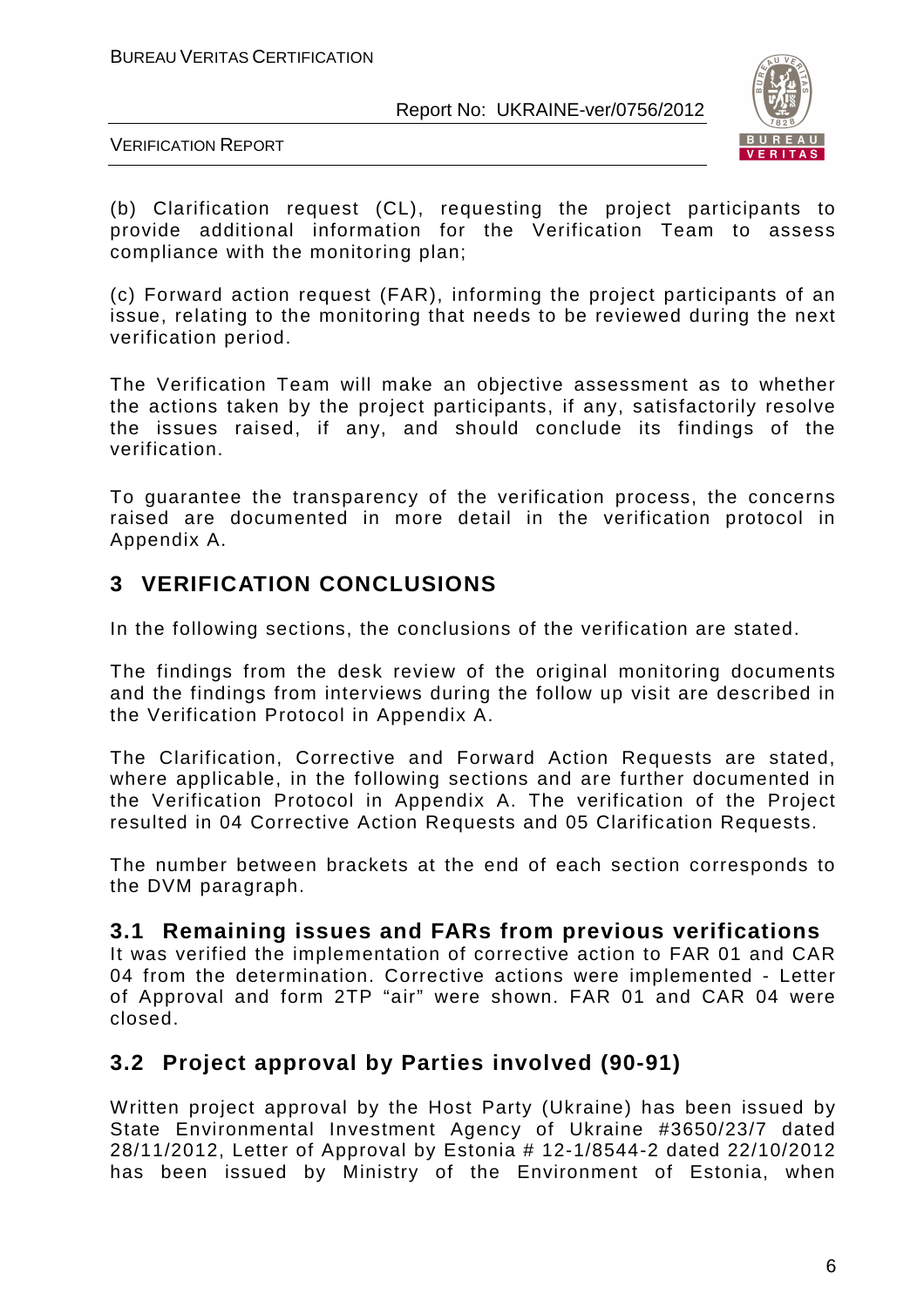(b) Clarification request (CL), requesting the project participants to provide additional information for the Verification Team to assess compliance with the monitoring plan;

(c) Forward action request (FAR), informing the project participants of an issue, relating to the monitoring that needs to be reviewed during the next verification period.

The Verification Team will make an objective assessment as to whether the actions taken by the project participants, if any, satisfactorily resolve the issues raised, if any, and should conclude its findings of the verification.

To guarantee the transparency of the verification process, the concerns raised are documented in more detail in the verification protocol in Appendix A.

# 3 VERIFICATION CONCLUSIONS

In the following sections, the conclusions of the verification are stated.

The findings from the desk review of the original monitoring documents and the findings from interviews during the follow up visit are described in the Verification Protocol in Appendix A.

The Clarification, Corrective and Forward Action Requests are stated, where applicable, in the following sections and are further documented in the Verification Protocol in Appendix A. The verification of the Project resulted in 04 Corrective Action Requests and 05 Clarification Requests.

The number between brackets at the end of each section corresponds to the DVM paragraph.

## 3.1 Remaining issues and FARs from previous verifications

It was verified the implementation of corrective action to FAR 01 and CAR 04 from the determination. Corrective actions were implemented - Letter of Approval and form 2TP "air" were shown. FAR 01 and CAR 04 were closed.

## 3.2 Project approval by Parties involved (90-91)

Written project approval by the Host Party (Ukraine) has been issued by State Environmental Investment Agency of Ukraine #3650/23/7 dated 28/11/2012, Letter of Approval by Estonia # 12-1/8544-2 dated 22/10/2012 has been issued by Ministry of the Environment of Estonia, when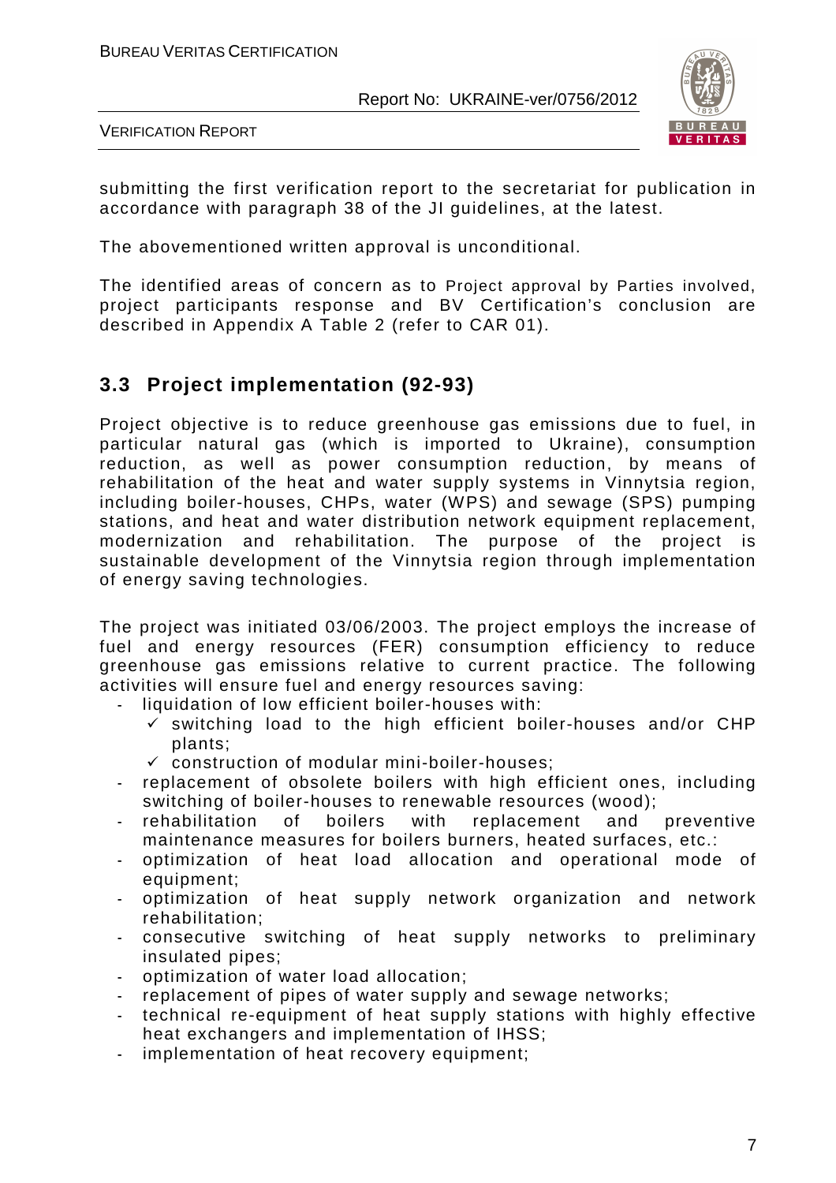submitting the first verification report to the secretariat for publication in accordance with paragraph 38 of the JI guidelines, at the latest.

The abovementioned written approval is unconditional.

The identified areas of concern as to Project approval by Parties involved, project participants response and BV Certification's conclusion are described in Appendix A Table 2 (refer to CAR 01).

## 3.3 Project implementation (92-93)

Project objective is to reduce greenhouse gas emissions due to fuel, in particular natural gas (which is imported to Ukraine), consumption reduction, as well as power consumption reduction, by means of rehabilitation of the heat and water supply systems in Vinnytsia region, including boiler-houses, CHPs, water (WPS) and sewage (SPS) pumping stations, and heat and water distribution network equipment replacement, modernization and rehabilitation. The purpose of the project is sustainable development of the Vinnytsia region through implementation of energy saving technologies.

The project was initiated 03/06/2003. The project employs the increase of fuel and energy resources (FER) consumption efficiency to reduce greenhouse gas emissions relative to current practice. The following activities will ensure fuel and energy resources saving:

- liquidation of low efficient boiler-houses with:
  - ✓ switching load to the high efficient boiler-houses and/or CHP plants;
  - ✓ construction of modular mini-boiler-houses;
- replacement of obsolete boilers with high efficient ones, including switching of boiler-houses to renewable resources (wood);
- rehabilitation of boilers with replacement and preventive maintenance measures for boilers burners, heated surfaces, etc.:
- optimization of heat load allocation and operational mode of equipment;
- optimization of heat supply network organization and network rehabilitation;
- consecutive switching of heat supply networks to preliminary insulated pipes;
- optimization of water load allocation;
- replacement of pipes of water supply and sewage networks;
- technical re-equipment of heat supply stations with highly effective heat exchangers and implementation of IHSS;
- implementation of heat recovery equipment;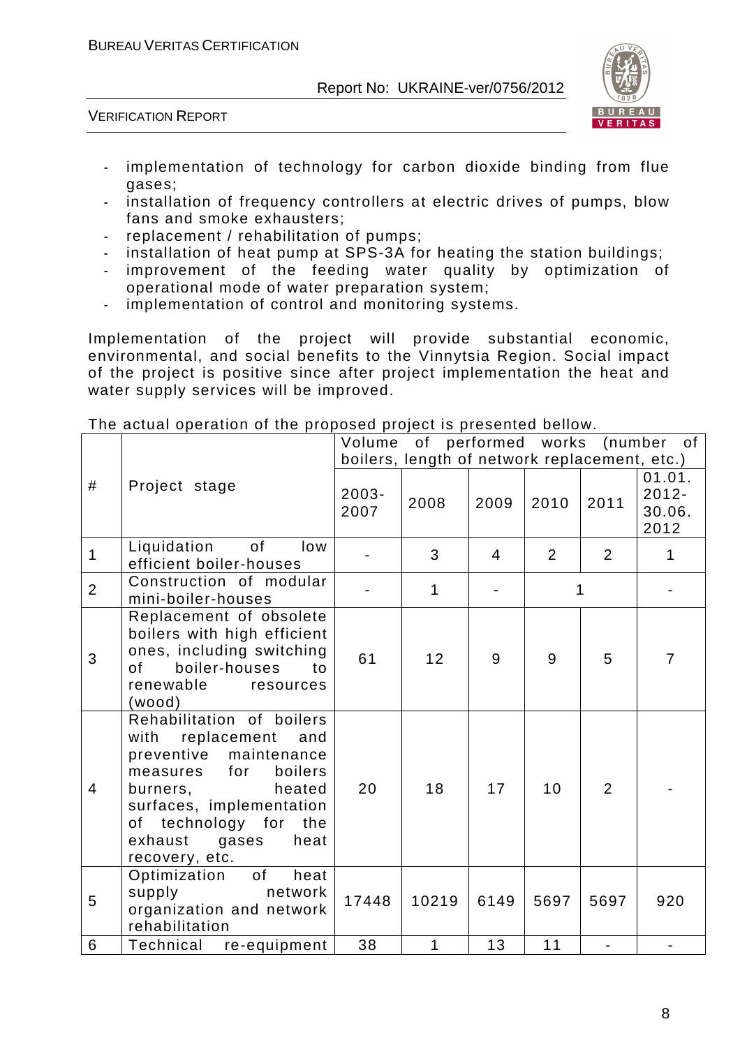- implementation of technology for carbon dioxide binding from flue gases;
- installation of frequency controllers at electric drives of pumps, blow fans and smoke exhausters;
- replacement / rehabilitation of pumps;
- installation of heat pump at SPS-3A for heating the station buildings;
- improvement of the feeding water quality by optimization of operational mode of water preparation system;
- implementation of control and monitoring systems.

Implementation of the project will provide substantial economic, environmental, and social benefits to the Vinnytsia Region. Social impact of the project is positive since after project implementation the heat and water supply services will be improved.

The actual operation of the proposed project is presented bellow.

| # | Project stage | Volume of performed works (number of boilers, length of network replacement, etc.) | | | | | |
|---|---|---|---|---|---|---|---|
| | | 2003-2007 | 2008 | 2009 | 2010 | 2011 | 01.01.2012-30.06.2012 |
| 1 | Liquidation of low efficient boiler-houses | - | 3 | 4 | 2 | 2 | 1 |
| 2 | Construction of modular mini-boiler-houses | - | 1 | - | 1 | | - |
| 3 | Replacement of obsolete boilers with high efficient ones, including switching of boiler-houses to renewable resources (wood) | 61 | 12 | 9 | 9 | 5 | 7 |
| 4 | Rehabilitation of boilers with replacement and preventive maintenance measures for boilers burners, heated surfaces, implementation of technology for the exhaust gases heat recovery, etc. | 20 | 18 | 17 | 10 | 2 | - |
| 5 | Optimization of heat supply network organization and network rehabilitation | 17448 | 10219 | 6149 | 5697 | 5697 | 920 |
| 6 | Technical re-equipment | 38 | 1 | 13 | 11 | - | - |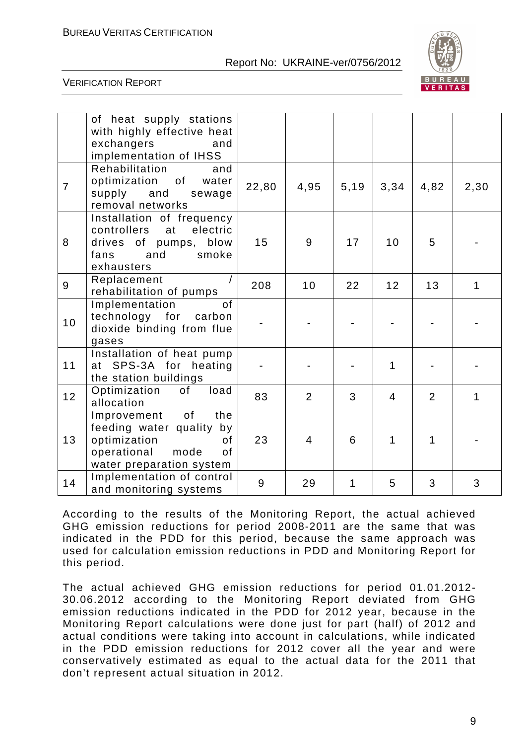|  | of heat supply stations with highly effective heat exchangers and implementation of IHSS |  |  |  |  |  |  |
|---|---|---|---|---|---|---|---|
| 7 | Rehabilitation and optimization of water supply and sewage removal networks | 22,80 | 4,95 | 5,19 | 3,34 | 4,82 | 2,30 |
| 8 | Installation of frequency controllers at electric drives of pumps, blow fans and smoke exhausters | 15 | 9 | 17 | 10 | 5 | - |
| 9 | Replacement / rehabilitation of pumps | 208 | 10 | 22 | 12 | 13 | 1 |
| 10 | Implementation of technology for carbon dioxide binding from flue gases | - | - | - | - | - | - |
| 11 | Installation of heat pump at SPS-3A for heating the station buildings | - | - | - | 1 | - | - |
| 12 | Optimization of load allocation | 83 | 2 | 3 | 4 | 2 | 1 |
| 13 | Improvement of the feeding water quality by optimization of operational mode of water preparation system | 23 | 4 | 6 | 1 | 1 | - |
| 14 | Implementation of control and monitoring systems | 9 | 29 | 1 | 5 | 3 | 3 |

According to the results of the Monitoring Report, the actual achieved GHG emission reductions for period 2008-2011 are the same that was indicated in the PDD for this period, because the same approach was used for calculation emission reductions in PDD and Monitoring Report for this period.

The actual achieved GHG emission reductions for period 01.01.2012-30.06.2012 according to the Monitoring Report deviated from GHG emission reductions indicated in the PDD for 2012 year, because in the Monitoring Report calculations were done just for part (half) of 2012 and actual conditions were taking into account in calculations, while indicated in the PDD emission reductions for 2012 cover all the year and were conservatively estimated as equal to the actual data for the 2011 that don't represent actual situation in 2012.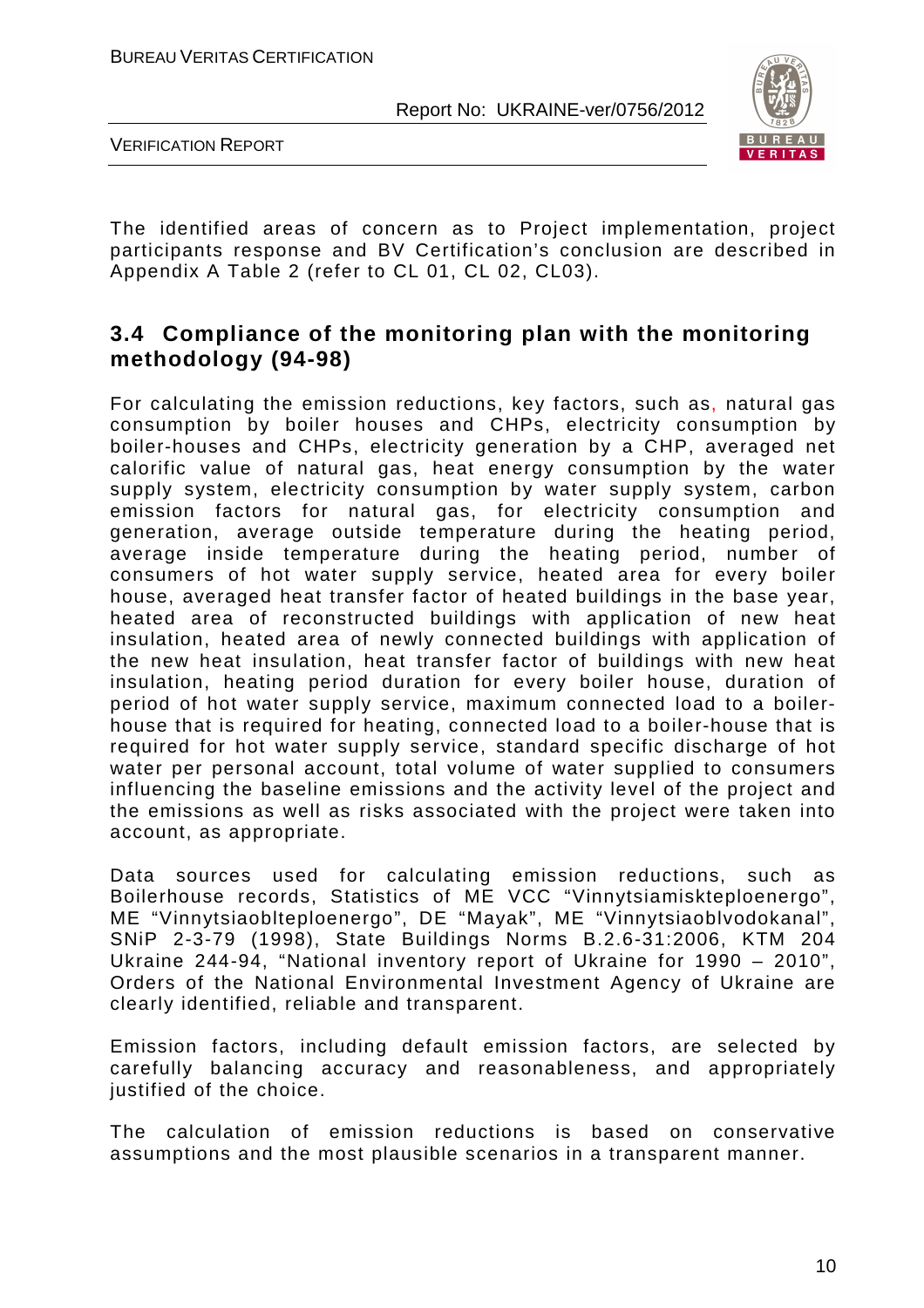The identified areas of concern as to Project implementation, project participants response and BV Certification's conclusion are described in Appendix A Table 2 (refer to CL 01, CL 02, CL03).

## 3.4 Compliance of the monitoring plan with the monitoring methodology (94-98)

For calculating the emission reductions, key factors, such as, natural gas consumption by boiler houses and CHPs, electricity consumption by boiler-houses and CHPs, electricity generation by a CHP, averaged net calorific value of natural gas, heat energy consumption by the water supply system, electricity consumption by water supply system, carbon emission factors for natural gas, for electricity consumption and generation, average outside temperature during the heating period, average inside temperature during the heating period, number of consumers of hot water supply service, heated area for every boiler house, averaged heat transfer factor of heated buildings in the base year, heated area of reconstructed buildings with application of new heat insulation, heated area of newly connected buildings with application of the new heat insulation, heat transfer factor of buildings with new heat insulation, heating period duration for every boiler house, duration of period of hot water supply service, maximum connected load to a boiler-house that is required for heating, connected load to a boiler-house that is required for hot water supply service, standard specific discharge of hot water per personal account, total volume of water supplied to consumers influencing the baseline emissions and the activity level of the project and the emissions as well as risks associated with the project were taken into account, as appropriate.

Data sources used for calculating emission reductions, such as Boilerhouse records, Statistics of ME VCC "Vinnytsiamiskteploenergo", ME "Vinnytsiaoblteploenergo", DE "Mayak", ME "Vinnytsiaoblvodokanal", SNiP 2-3-79 (1998), State Buildings Norms B.2.6-31:2006, KTM 204 Ukraine 244-94, "National inventory report of Ukraine for 1990 – 2010", Orders of the National Environmental Investment Agency of Ukraine are clearly identified, reliable and transparent.

Emission factors, including default emission factors, are selected by carefully balancing accuracy and reasonableness, and appropriately justified of the choice.

The calculation of emission reductions is based on conservative assumptions and the most plausible scenarios in a transparent manner.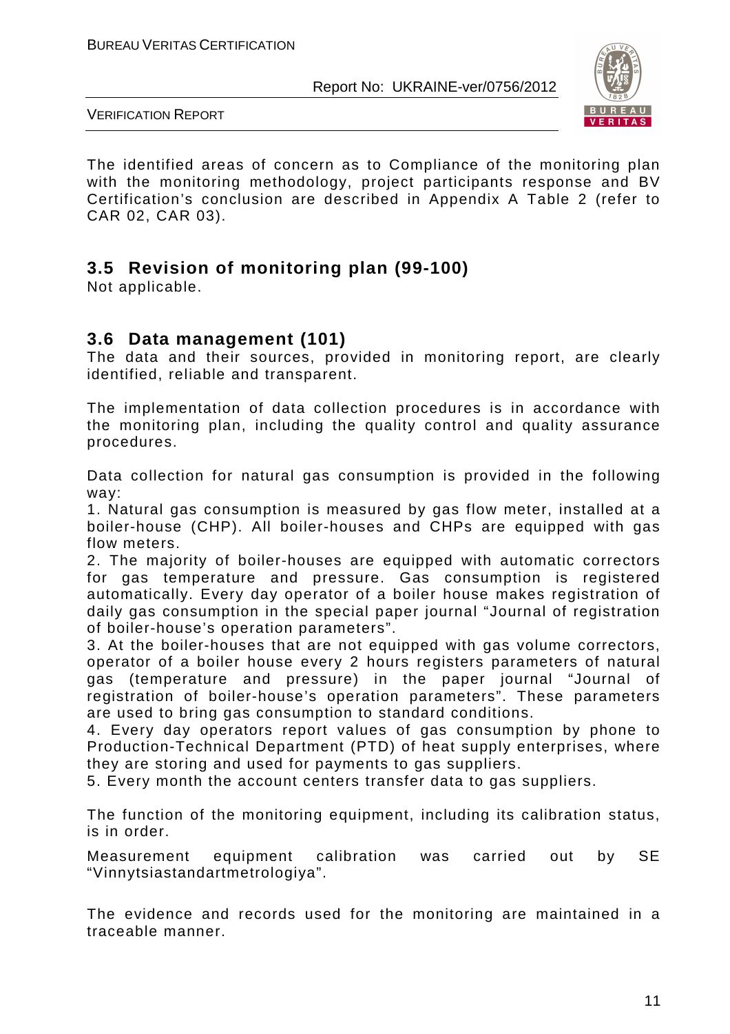The identified areas of concern as to Compliance of the monitoring plan with the monitoring methodology, project participants response and BV Certification's conclusion are described in Appendix A Table 2 (refer to CAR 02, CAR 03).

## 3.5 Revision of monitoring plan (99-100)

Not applicable.

## 3.6 Data management (101)

The data and their sources, provided in monitoring report, are clearly identified, reliable and transparent.

The implementation of data collection procedures is in accordance with the monitoring plan, including the quality control and quality assurance procedures.

Data collection for natural gas consumption is provided in the following way:

1. Natural gas consumption is measured by gas flow meter, installed at a boiler-house (CHP). All boiler-houses and CHPs are equipped with gas flow meters.
2. The majority of boiler-houses are equipped with automatic correctors for gas temperature and pressure. Gas consumption is registered automatically. Every day operator of a boiler house makes registration of daily gas consumption in the special paper journal "Journal of registration of boiler-house's operation parameters".
3. At the boiler-houses that are not equipped with gas volume correctors, operator of a boiler house every 2 hours registers parameters of natural gas (temperature and pressure) in the paper journal "Journal of registration of boiler-house's operation parameters". These parameters are used to bring gas consumption to standard conditions.
4. Every day operators report values of gas consumption by phone to Production-Technical Department (PTD) of heat supply enterprises, where they are storing and used for payments to gas suppliers.
5. Every month the account centers transfer data to gas suppliers.

The function of the monitoring equipment, including its calibration status, is in order.

Measurement equipment calibration was carried out by SE "Vinnytsiastandartmetrologiya".

The evidence and records used for the monitoring are maintained in a traceable manner.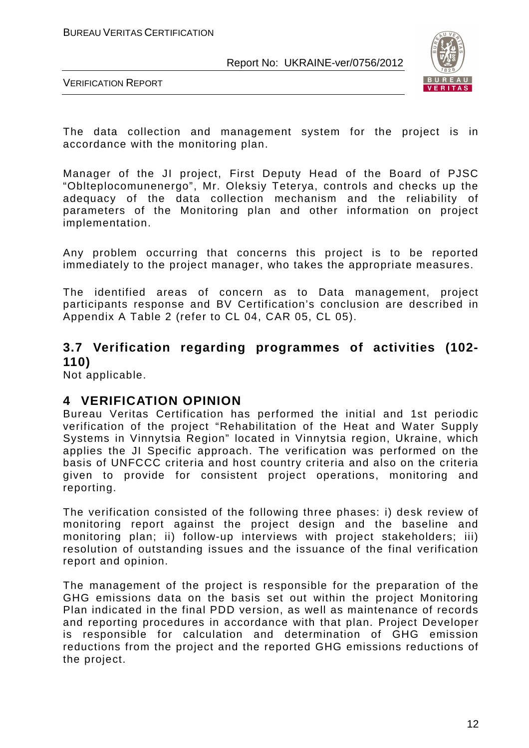The data collection and management system for the project is in accordance with the monitoring plan.

Manager of the JI project, First Deputy Head of the Board of PJSC "Oblteplocomunenergo", Mr. Oleksiy Teterya, controls and checks up the adequacy of the data collection mechanism and the reliability of parameters of the Monitoring plan and other information on project implementation.

Any problem occurring that concerns this project is to be reported immediately to the project manager, who takes the appropriate measures.

The identified areas of concern as to Data management, project participants response and BV Certification's conclusion are described in Appendix A Table 2 (refer to CL 04, CAR 05, CL 05).

## 3.7 Verification regarding programmes of activities (102-110)

Not applicable.

# 4 VERIFICATION OPINION

Bureau Veritas Certification has performed the initial and 1st periodic verification of the project "Rehabilitation of the Heat and Water Supply Systems in Vinnytsia Region" located in Vinnytsia region, Ukraine, which applies the JI Specific approach. The verification was performed on the basis of UNFCCC criteria and host country criteria and also on the criteria given to provide for consistent project operations, monitoring and reporting.

The verification consisted of the following three phases: i) desk review of monitoring report against the project design and the baseline and monitoring plan; ii) follow-up interviews with project stakeholders; iii) resolution of outstanding issues and the issuance of the final verification report and opinion.

The management of the project is responsible for the preparation of the GHG emissions data on the basis set out within the project Monitoring Plan indicated in the final PDD version, as well as maintenance of records and reporting procedures in accordance with that plan. Project Developer is responsible for calculation and determination of GHG emission reductions from the project and the reported GHG emissions reductions of the project.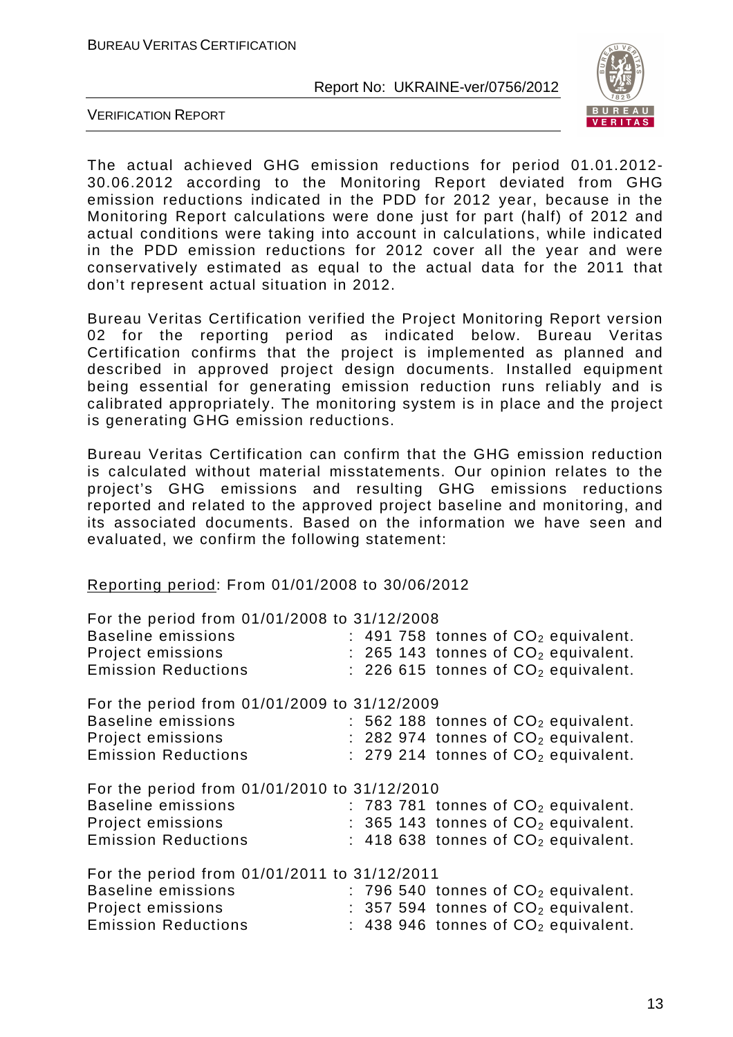The actual achieved GHG emission reductions for period 01.01.2012-30.06.2012 according to the Monitoring Report deviated from GHG emission reductions indicated in the PDD for 2012 year, because in the Monitoring Report calculations were done just for part (half) of 2012 and actual conditions were taking into account in calculations, while indicated in the PDD emission reductions for 2012 cover all the year and were conservatively estimated as equal to the actual data for the 2011 that don't represent actual situation in 2012.

Bureau Veritas Certification verified the Project Monitoring Report version 02 for the reporting period as indicated below. Bureau Veritas Certification confirms that the project is implemented as planned and described in approved project design documents. Installed equipment being essential for generating emission reduction runs reliably and is calibrated appropriately. The monitoring system is in place and the project is generating GHG emission reductions.

Bureau Veritas Certification can confirm that the GHG emission reduction is calculated without material misstatements. Our opinion relates to the project's GHG emissions and resulting GHG emissions reductions reported and related to the approved project baseline and monitoring, and its associated documents. Based on the information we have seen and evaluated, we confirm the following statement:

Reporting period: From 01/01/2008 to 30/06/2012

For the period from 01/01/2008 to 31/12/2008

Baseline emissions : 491 758 tonnes of $CO_2$ equivalent.
Project emissions : 265 143 tonnes of $CO_2$ equivalent.
Emission Reductions : 226 615 tonnes of $CO_2$ equivalent.

For the period from 01/01/2009 to 31/12/2009

Baseline emissions : 562 188 tonnes of $CO_2$ equivalent.
Project emissions : 282 974 tonnes of $CO_2$ equivalent.
Emission Reductions : 279 214 tonnes of $CO_2$ equivalent.

For the period from 01/01/2010 to 31/12/2010

Baseline emissions : 783 781 tonnes of $CO_2$ equivalent.
Project emissions : 365 143 tonnes of $CO_2$ equivalent.
Emission Reductions : 418 638 tonnes of $CO_2$ equivalent.

For the period from 01/01/2011 to 31/12/2011

Baseline emissions : 796 540 tonnes of $CO_2$ equivalent.
Project emissions : 357 594 tonnes of $CO_2$ equivalent.
Emission Reductions : 438 946 tonnes of $CO_2$ equivalent.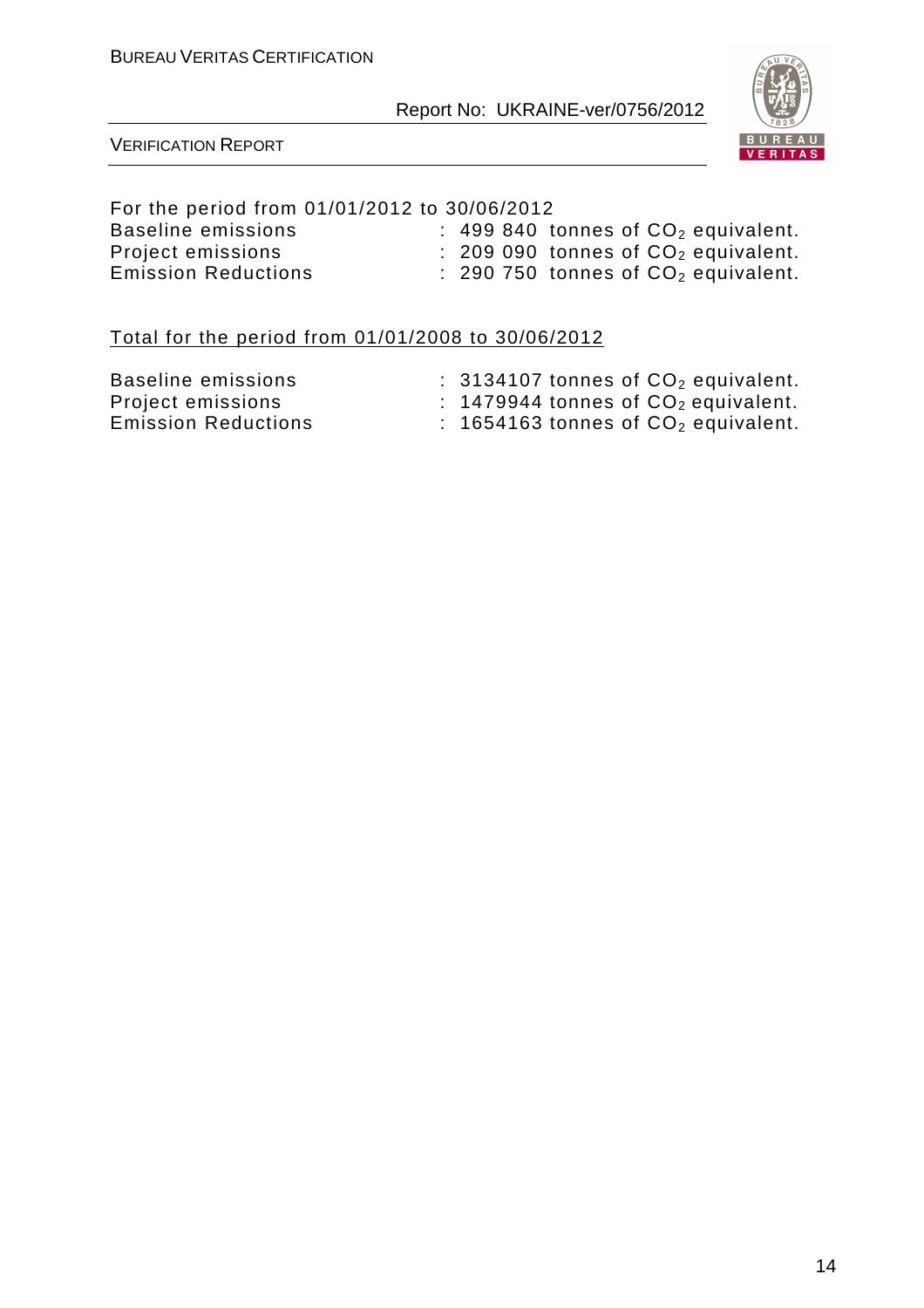For the period from 01/01/2012 to 30/06/2012

| | |
|---|---|
| Baseline emissions | : 499 840 tonnes of $CO_2$ equivalent. |
| Project emissions | : 209 090 tonnes of $CO_2$ equivalent. |
| Emission Reductions | : 290 750 tonnes of $CO_2$ equivalent. |

Total for the period from 01/01/2008 to 30/06/2012

| | |
|---|---|
| Baseline emissions | : 3134107 tonnes of $CO_2$ equivalent. |
| Project emissions | : 1479944 tonnes of $CO_2$ equivalent. |
| Emission Reductions | : 1654163 tonnes of $CO_2$ equivalent. |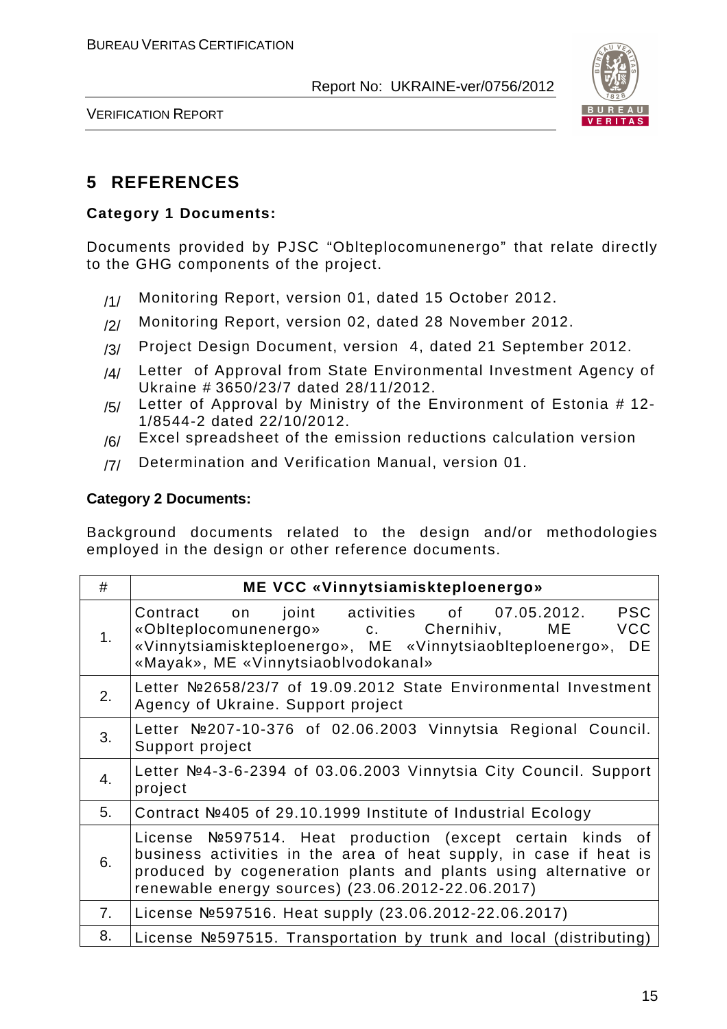## 5 REFERENCES

**Category 1 Documents:**

Documents provided by PJSC "Oblteplocomunenergo" that relate directly to the GHG components of the project.

/1/ Monitoring Report, version 01, dated 15 October 2012.

/2/ Monitoring Report, version 02, dated 28 November 2012.

/3/ Project Design Document, version 4, dated 21 September 2012.

/4/ Letter of Approval from State Environmental Investment Agency of Ukraine # 3650/23/7 dated 28/11/2012.

/5/ Letter of Approval by Ministry of the Environment of Estonia # 12-1/8544-2 dated 22/10/2012.

/6/ Excel spreadsheet of the emission reductions calculation version

/7/ Determination and Verification Manual, version 01.

**Category 2 Documents:**

Background documents related to the design and/or methodologies employed in the design or other reference documents.

| # | ME VCC «Vinnytsiamiskteploenergo» |
|---|---|
| 1. | Contract on joint activities of 07.05.2012. PSC «Oblteplocomunenergo» c. Chernihiv, ME VCC «Vinnytsiamiskteploenergo», ME «Vinnytsiaoblteploenergo», DE «Mayak», ME «Vinnytsiaoblvodokanal» |
| 2. | Letter №2658/23/7 of 19.09.2012 State Environmental Investment Agency of Ukraine. Support project |
| 3. | Letter №207-10-376 of 02.06.2003 Vinnytsia Regional Council. Support project |
| 4. | Letter №4-3-6-2394 of 03.06.2003 Vinnytsia City Council. Support project |
| 5. | Contract №405 of 29.10.1999 Institute of Industrial Ecology |
| 6. | License №597514. Heat production (except certain kinds of business activities in the area of heat supply, in case if heat is produced by cogeneration plants and plants using alternative or renewable energy sources) (23.06.2012-22.06.2017) |
| 7. | License №597516. Heat supply (23.06.2012-22.06.2017) |
| 8. | License №597515. Transportation by trunk and local (distributing) |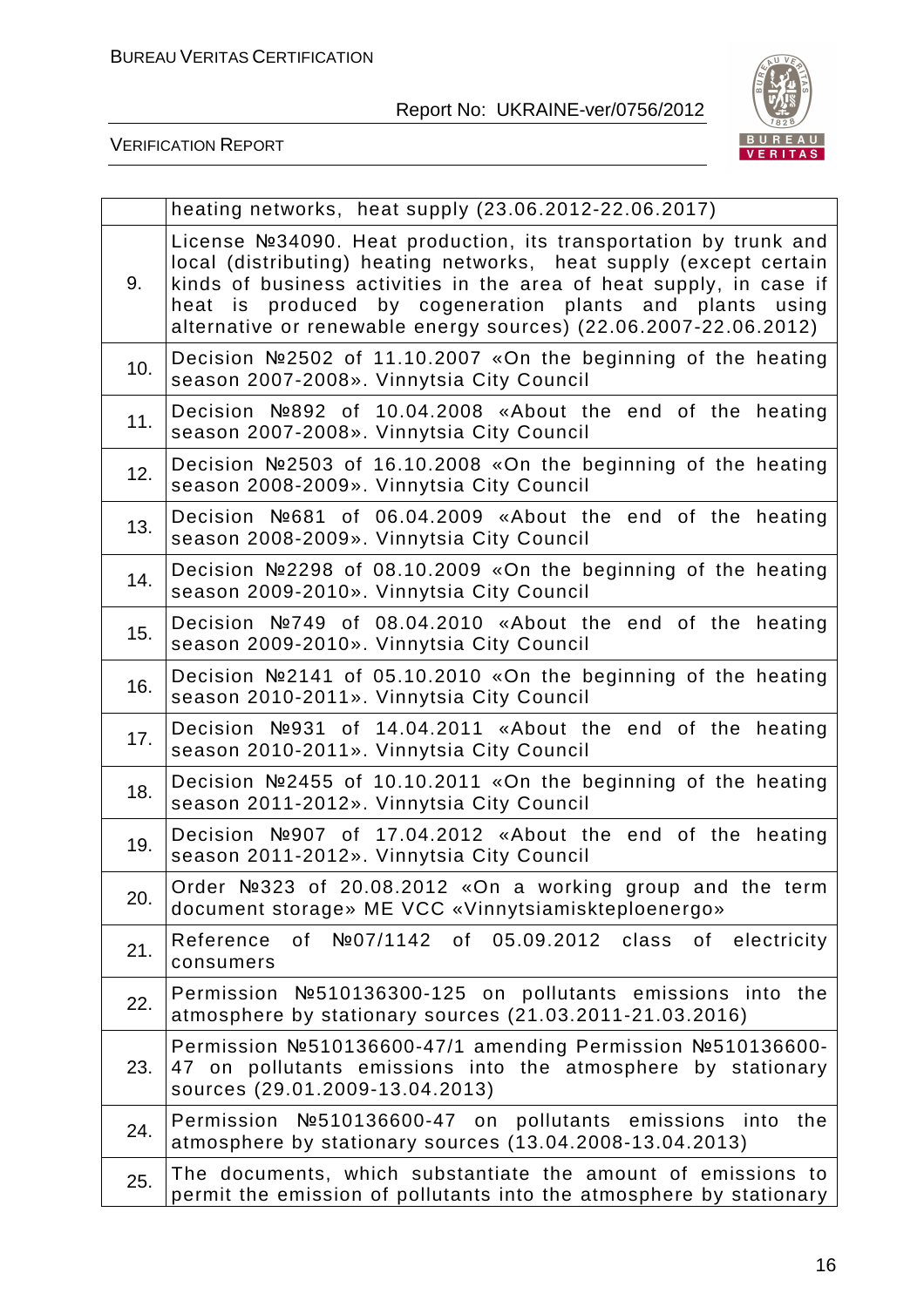| | |
|---|---|
| | heating networks, heat supply (23.06.2012-22.06.2017) |
| 9. | License №34090. Heat production, its transportation by trunk and local (distributing) heating networks, heat supply (except certain kinds of business activities in the area of heat supply, in case if heat is produced by cogeneration plants and plants using alternative or renewable energy sources) (22.06.2007-22.06.2012) |
| 10. | Decision №2502 of 11.10.2007 «On the beginning of the heating season 2007-2008». Vinnytsia City Council |
| 11. | Decision №892 of 10.04.2008 «About the end of the heating season 2007-2008». Vinnytsia City Council |
| 12. | Decision №2503 of 16.10.2008 «On the beginning of the heating season 2008-2009». Vinnytsia City Council |
| 13. | Decision №681 of 06.04.2009 «About the end of the heating season 2008-2009». Vinnytsia City Council |
| 14. | Decision №2298 of 08.10.2009 «On the beginning of the heating season 2009-2010». Vinnytsia City Council |
| 15. | Decision №749 of 08.04.2010 «About the end of the heating season 2009-2010». Vinnytsia City Council |
| 16. | Decision №2141 of 05.10.2010 «On the beginning of the heating season 2010-2011». Vinnytsia City Council |
| 17. | Decision №931 of 14.04.2011 «About the end of the heating season 2010-2011». Vinnytsia City Council |
| 18. | Decision №2455 of 10.10.2011 «On the beginning of the heating season 2011-2012». Vinnytsia City Council |
| 19. | Decision №907 of 17.04.2012 «About the end of the heating season 2011-2012». Vinnytsia City Council |
| 20. | Order №323 of 20.08.2012 «On a working group and the term document storage» ME VCC «Vinnytsiamiskteploenergo» |
| 21. | Reference of №07/1142 of 05.09.2012 class of electricity consumers |
| 22. | Permission №510136300-125 on pollutants emissions into the atmosphere by stationary sources (21.03.2011-21.03.2016) |
| 23. | Permission №510136600-47/1 amending Permission №510136600-47 on pollutants emissions into the atmosphere by stationary sources (29.01.2009-13.04.2013) |
| 24. | Permission №510136600-47 on pollutants emissions into the atmosphere by stationary sources (13.04.2008-13.04.2013) |
| 25. | The documents, which substantiate the amount of emissions to permit the emission of pollutants into the atmosphere by stationary |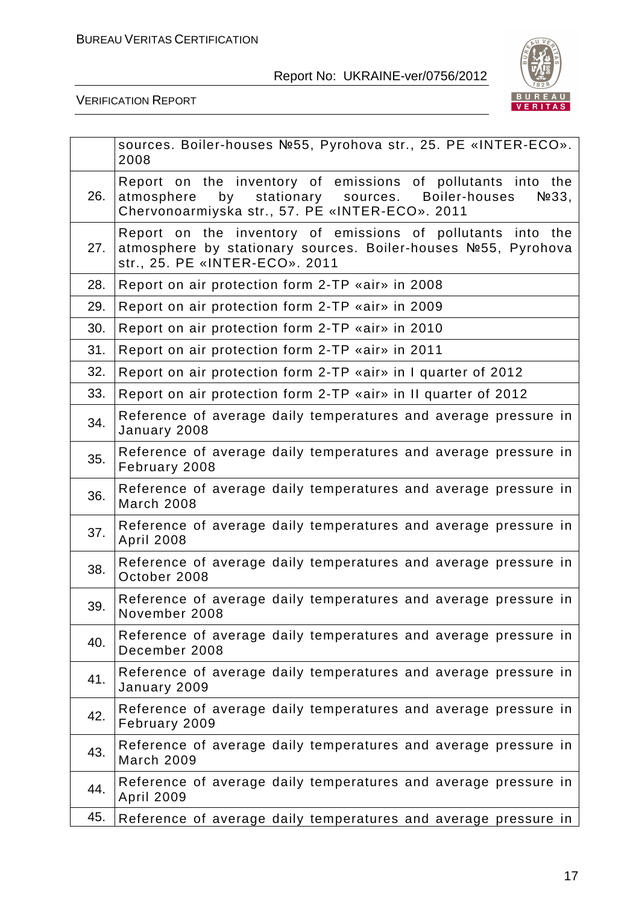| | |
|---|---|
| | sources. Boiler-houses №55, Pyrohova str., 25. PE «INTER-ECO». 2008 |
| 26. | Report on the inventory of emissions of pollutants into the atmosphere by stationary sources. Boiler-houses №33, Chervonoarmiyska str., 57. PE «INTER-ECO». 2011 |
| 27. | Report on the inventory of emissions of pollutants into the atmosphere by stationary sources. Boiler-houses №55, Pyrohova str., 25. PE «INTER-ECO». 2011 |
| 28. | Report on air protection form 2-TP «air» in 2008 |
| 29. | Report on air protection form 2-TP «air» in 2009 |
| 30. | Report on air protection form 2-TP «air» in 2010 |
| 31. | Report on air protection form 2-TP «air» in 2011 |
| 32. | Report on air protection form 2-TP «air» in I quarter of 2012 |
| 33. | Report on air protection form 2-TP «air» in II quarter of 2012 |
| 34. | Reference of average daily temperatures and average pressure in January 2008 |
| 35. | Reference of average daily temperatures and average pressure in February 2008 |
| 36. | Reference of average daily temperatures and average pressure in March 2008 |
| 37. | Reference of average daily temperatures and average pressure in April 2008 |
| 38. | Reference of average daily temperatures and average pressure in October 2008 |
| 39. | Reference of average daily temperatures and average pressure in November 2008 |
| 40. | Reference of average daily temperatures and average pressure in December 2008 |
| 41. | Reference of average daily temperatures and average pressure in January 2009 |
| 42. | Reference of average daily temperatures and average pressure in February 2009 |
| 43. | Reference of average daily temperatures and average pressure in March 2009 |
| 44. | Reference of average daily temperatures and average pressure in April 2009 |
| 45. | Reference of average daily temperatures and average pressure in |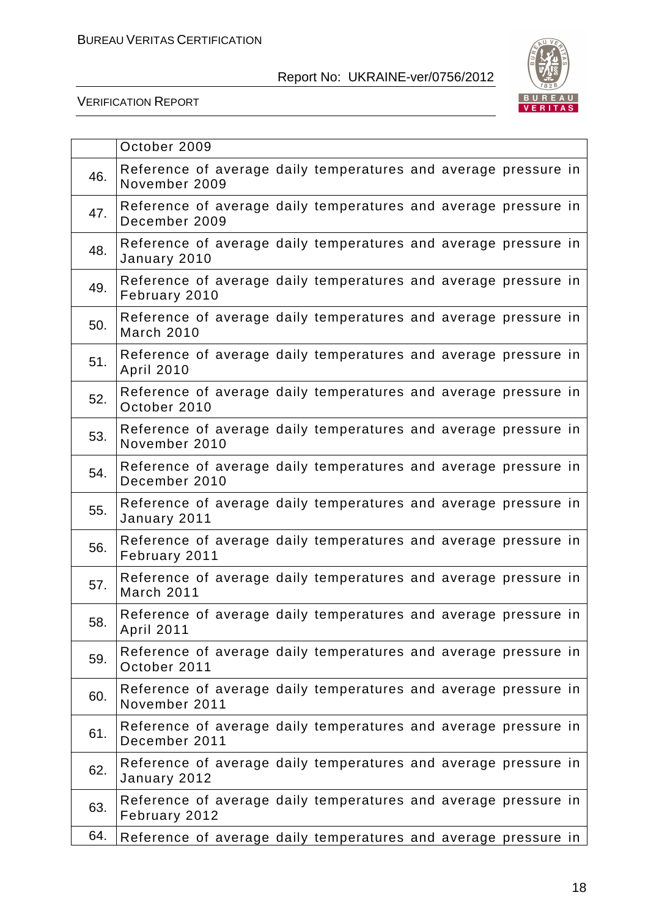| | |
|---|---|
| | October 2009 |
| 46. | Reference of average daily temperatures and average pressure in November 2009 |
| 47. | Reference of average daily temperatures and average pressure in December 2009 |
| 48. | Reference of average daily temperatures and average pressure in January 2010 |
| 49. | Reference of average daily temperatures and average pressure in February 2010 |
| 50. | Reference of average daily temperatures and average pressure in March 2010 |
| 51. | Reference of average daily temperatures and average pressure in April 2010 |
| 52. | Reference of average daily temperatures and average pressure in October 2010 |
| 53. | Reference of average daily temperatures and average pressure in November 2010 |
| 54. | Reference of average daily temperatures and average pressure in December 2010 |
| 55. | Reference of average daily temperatures and average pressure in January 2011 |
| 56. | Reference of average daily temperatures and average pressure in February 2011 |
| 57. | Reference of average daily temperatures and average pressure in March 2011 |
| 58. | Reference of average daily temperatures and average pressure in April 2011 |
| 59. | Reference of average daily temperatures and average pressure in October 2011 |
| 60. | Reference of average daily temperatures and average pressure in November 2011 |
| 61. | Reference of average daily temperatures and average pressure in December 2011 |
| 62. | Reference of average daily temperatures and average pressure in January 2012 |
| 63. | Reference of average daily temperatures and average pressure in February 2012 |
| 64. | Reference of average daily temperatures and average pressure in |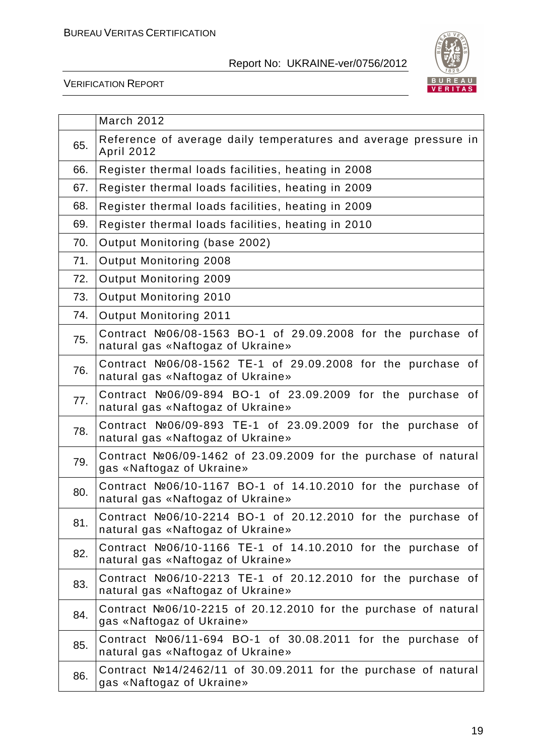|  | March 2012 |
|---|---|
| 65. | Reference of average daily temperatures and average pressure in April 2012 |
| 66. | Register thermal loads facilities, heating in 2008 |
| 67. | Register thermal loads facilities, heating in 2009 |
| 68. | Register thermal loads facilities, heating in 2009 |
| 69. | Register thermal loads facilities, heating in 2010 |
| 70. | Output Monitoring (base 2002) |
| 71. | Output Monitoring 2008 |
| 72. | Output Monitoring 2009 |
| 73. | Output Monitoring 2010 |
| 74. | Output Monitoring 2011 |
| 75. | Contract №06/08-1563 BO-1 of 29.09.2008 for the purchase of natural gas «Naftogaz of Ukraine» |
| 76. | Contract №06/08-1562 TE-1 of 29.09.2008 for the purchase of natural gas «Naftogaz of Ukraine» |
| 77. | Contract №06/09-894 BO-1 of 23.09.2009 for the purchase of natural gas «Naftogaz of Ukraine» |
| 78. | Contract №06/09-893 TE-1 of 23.09.2009 for the purchase of natural gas «Naftogaz of Ukraine» |
| 79. | Contract №06/09-1462 of 23.09.2009 for the purchase of natural gas «Naftogaz of Ukraine» |
| 80. | Contract №06/10-1167 BO-1 of 14.10.2010 for the purchase of natural gas «Naftogaz of Ukraine» |
| 81. | Contract №06/10-2214 BO-1 of 20.12.2010 for the purchase of natural gas «Naftogaz of Ukraine» |
| 82. | Contract №06/10-1166 TE-1 of 14.10.2010 for the purchase of natural gas «Naftogaz of Ukraine» |
| 83. | Contract №06/10-2213 TE-1 of 20.12.2010 for the purchase of natural gas «Naftogaz of Ukraine» |
| 84. | Contract №06/10-2215 of 20.12.2010 for the purchase of natural gas «Naftogaz of Ukraine» |
| 85. | Contract №06/11-694 BO-1 of 30.08.2011 for the purchase of natural gas «Naftogaz of Ukraine» |
| 86. | Contract №14/2462/11 of 30.09.2011 for the purchase of natural gas «Naftogaz of Ukraine» |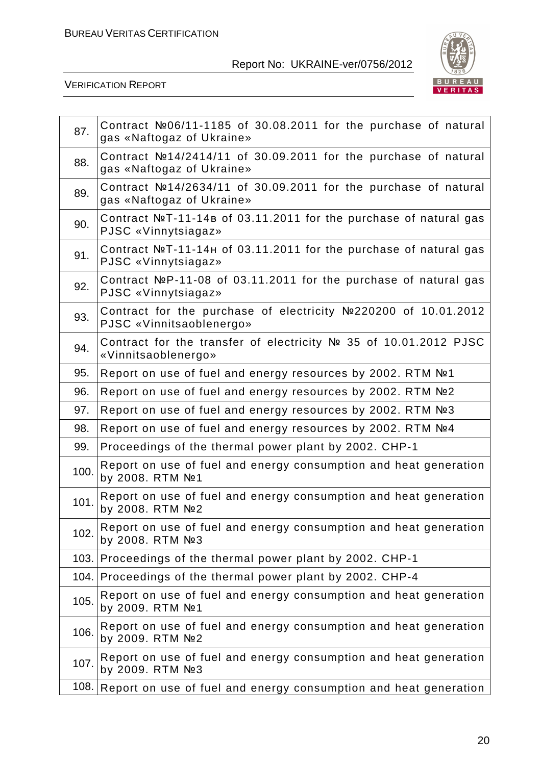| | |
|---|---|
| 87. | Contract №06/11-1185 of 30.08.2011 for the purchase of natural gas «Naftogaz of Ukraine» |
| 88. | Contract №14/2414/11 of 30.09.2011 for the purchase of natural gas «Naftogaz of Ukraine» |
| 89. | Contract №14/2634/11 of 30.09.2011 for the purchase of natural gas «Naftogaz of Ukraine» |
| 90. | Contract №T-11-14в of 03.11.2011 for the purchase of natural gas PJSC «Vinnytsiagaz» |
| 91. | Contract №T-11-14н of 03.11.2011 for the purchase of natural gas PJSC «Vinnytsiagaz» |
| 92. | Contract №P-11-08 of 03.11.2011 for the purchase of natural gas PJSC «Vinnytsiagaz» |
| 93. | Contract for the purchase of electricity №220200 of 10.01.2012 PJSC «Vinnitsaoblenergo» |
| 94. | Contract for the transfer of electricity № 35 of 10.01.2012 PJSC «Vinnitsaoblenergo» |
| 95. | Report on use of fuel and energy resources by 2002. RTM №1 |
| 96. | Report on use of fuel and energy resources by 2002. RTM №2 |
| 97. | Report on use of fuel and energy resources by 2002. RTM №3 |
| 98. | Report on use of fuel and energy resources by 2002. RTM №4 |
| 99. | Proceedings of the thermal power plant by 2002. CHP-1 |
| 100. | Report on use of fuel and energy consumption and heat generation by 2008. RTM №1 |
| 101. | Report on use of fuel and energy consumption and heat generation by 2008. RTM №2 |
| 102. | Report on use of fuel and energy consumption and heat generation by 2008. RTM №3 |
| 103. | Proceedings of the thermal power plant by 2002. CHP-1 |
| 104. | Proceedings of the thermal power plant by 2002. CHP-4 |
| 105. | Report on use of fuel and energy consumption and heat generation by 2009. RTM №1 |
| 106. | Report on use of fuel and energy consumption and heat generation by 2009. RTM №2 |
| 107. | Report on use of fuel and energy consumption and heat generation by 2009. RTM №3 |
| 108. | Report on use of fuel and energy consumption and heat generation |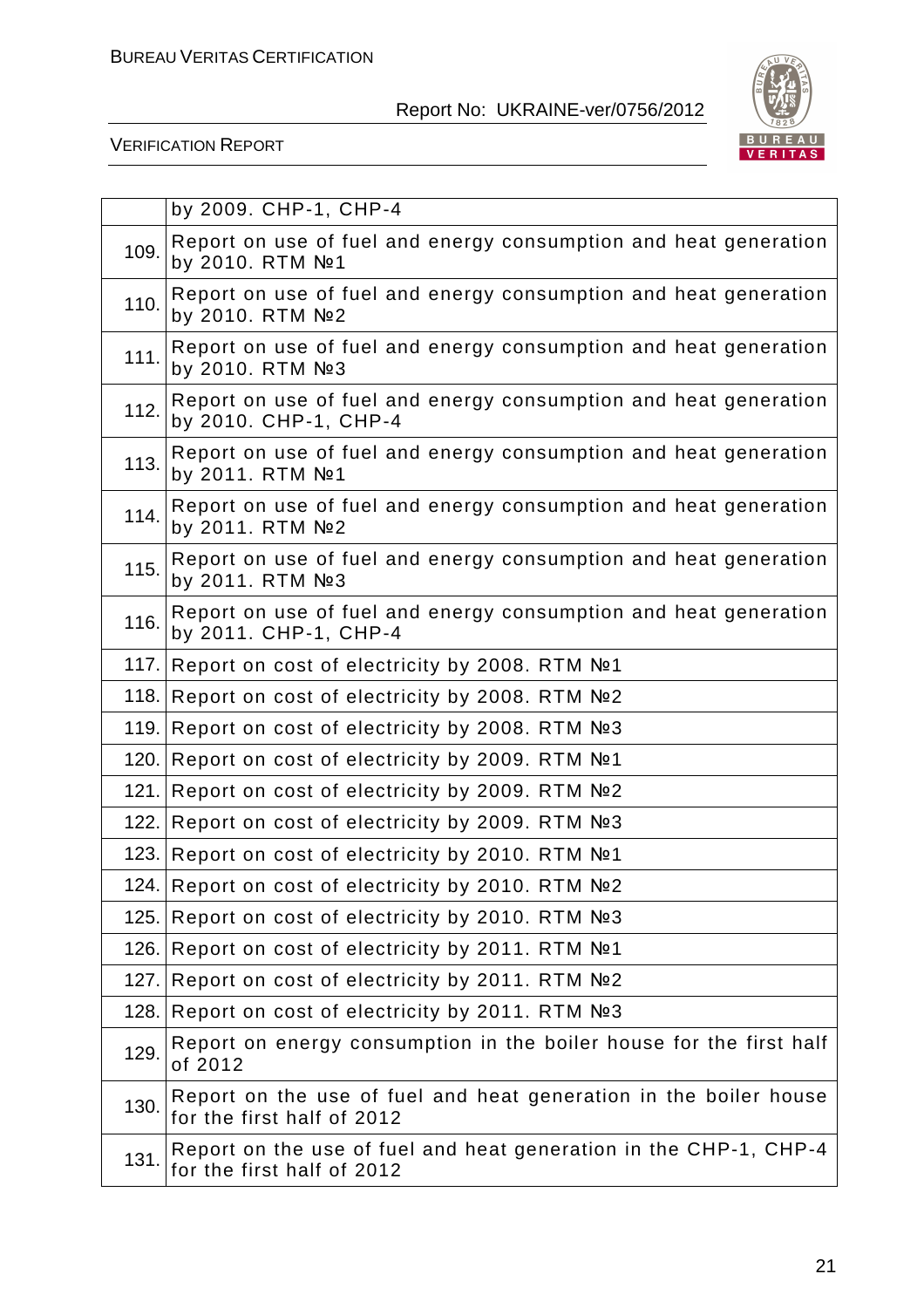|  |  |
|---|---|
|  | by 2009. CHP-1, CHP-4 |
| 109. | Report on use of fuel and energy consumption and heat generation by 2010. RTM №1 |
| 110. | Report on use of fuel and energy consumption and heat generation by 2010. RTM №2 |
| 111. | Report on use of fuel and energy consumption and heat generation by 2010. RTM №3 |
| 112. | Report on use of fuel and energy consumption and heat generation by 2010. CHP-1, CHP-4 |
| 113. | Report on use of fuel and energy consumption and heat generation by 2011. RTM №1 |
| 114. | Report on use of fuel and energy consumption and heat generation by 2011. RTM №2 |
| 115. | Report on use of fuel and energy consumption and heat generation by 2011. RTM №3 |
| 116. | Report on use of fuel and energy consumption and heat generation by 2011. CHP-1, CHP-4 |
| 117. | Report on cost of electricity by 2008. RTM №1 |
| 118. | Report on cost of electricity by 2008. RTM №2 |
| 119. | Report on cost of electricity by 2008. RTM №3 |
| 120. | Report on cost of electricity by 2009. RTM №1 |
| 121. | Report on cost of electricity by 2009. RTM №2 |
| 122. | Report on cost of electricity by 2009. RTM №3 |
| 123. | Report on cost of electricity by 2010. RTM №1 |
| 124. | Report on cost of electricity by 2010. RTM №2 |
| 125. | Report on cost of electricity by 2010. RTM №3 |
| 126. | Report on cost of electricity by 2011. RTM №1 |
| 127. | Report on cost of electricity by 2011. RTM №2 |
| 128. | Report on cost of electricity by 2011. RTM №3 |
| 129. | Report on energy consumption in the boiler house for the first half of 2012 |
| 130. | Report on the use of fuel and heat generation in the boiler house for the first half of 2012 |
| 131. | Report on the use of fuel and heat generation in the CHP-1, CHP-4 for the first half of 2012 |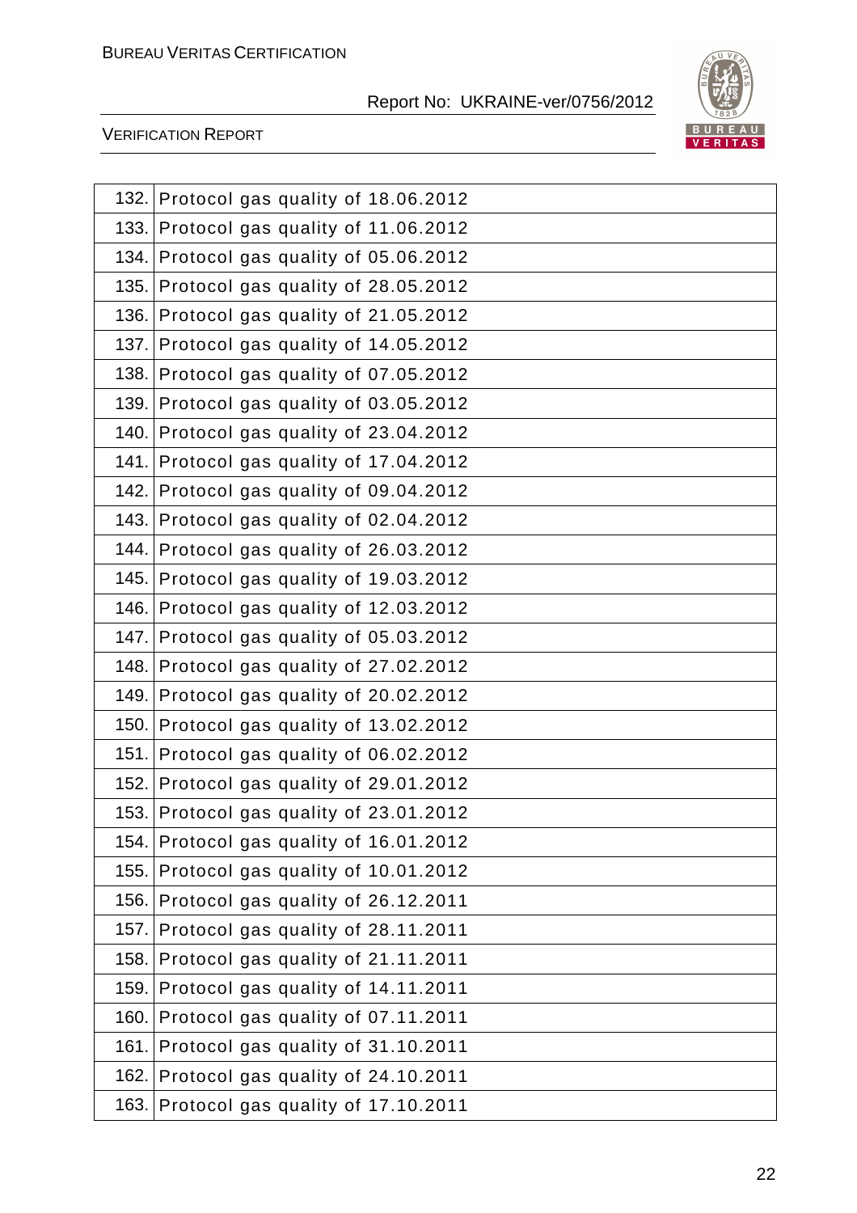| | |
|---|---|
| 132. | Protocol gas quality of 18.06.2012 |
| 133. | Protocol gas quality of 11.06.2012 |
| 134. | Protocol gas quality of 05.06.2012 |
| 135. | Protocol gas quality of 28.05.2012 |
| 136. | Protocol gas quality of 21.05.2012 |
| 137. | Protocol gas quality of 14.05.2012 |
| 138. | Protocol gas quality of 07.05.2012 |
| 139. | Protocol gas quality of 03.05.2012 |
| 140. | Protocol gas quality of 23.04.2012 |
| 141. | Protocol gas quality of 17.04.2012 |
| 142. | Protocol gas quality of 09.04.2012 |
| 143. | Protocol gas quality of 02.04.2012 |
| 144. | Protocol gas quality of 26.03.2012 |
| 145. | Protocol gas quality of 19.03.2012 |
| 146. | Protocol gas quality of 12.03.2012 |
| 147. | Protocol gas quality of 05.03.2012 |
| 148. | Protocol gas quality of 27.02.2012 |
| 149. | Protocol gas quality of 20.02.2012 |
| 150. | Protocol gas quality of 13.02.2012 |
| 151. | Protocol gas quality of 06.02.2012 |
| 152. | Protocol gas quality of 29.01.2012 |
| 153. | Protocol gas quality of 23.01.2012 |
| 154. | Protocol gas quality of 16.01.2012 |
| 155. | Protocol gas quality of 10.01.2012 |
| 156. | Protocol gas quality of 26.12.2011 |
| 157. | Protocol gas quality of 28.11.2011 |
| 158. | Protocol gas quality of 21.11.2011 |
| 159. | Protocol gas quality of 14.11.2011 |
| 160. | Protocol gas quality of 07.11.2011 |
| 161. | Protocol gas quality of 31.10.2011 |
| 162. | Protocol gas quality of 24.10.2011 |
| 163. | Protocol gas quality of 17.10.2011 |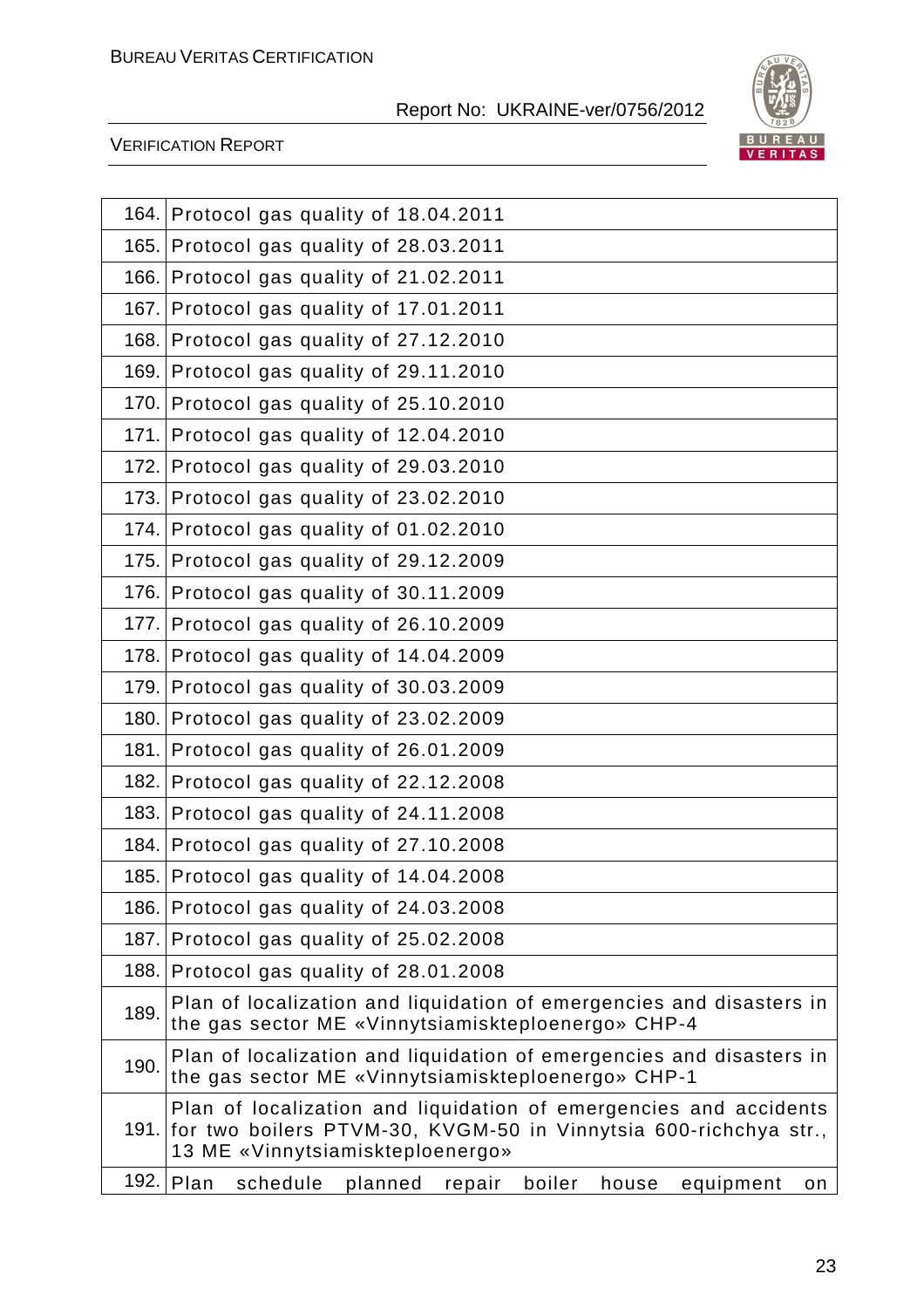| | |
|---|---|
| 164. | Protocol gas quality of 18.04.2011 |
| 165. | Protocol gas quality of 28.03.2011 |
| 166. | Protocol gas quality of 21.02.2011 |
| 167. | Protocol gas quality of 17.01.2011 |
| 168. | Protocol gas quality of 27.12.2010 |
| 169. | Protocol gas quality of 29.11.2010 |
| 170. | Protocol gas quality of 25.10.2010 |
| 171. | Protocol gas quality of 12.04.2010 |
| 172. | Protocol gas quality of 29.03.2010 |
| 173. | Protocol gas quality of 23.02.2010 |
| 174. | Protocol gas quality of 01.02.2010 |
| 175. | Protocol gas quality of 29.12.2009 |
| 176. | Protocol gas quality of 30.11.2009 |
| 177. | Protocol gas quality of 26.10.2009 |
| 178. | Protocol gas quality of 14.04.2009 |
| 179. | Protocol gas quality of 30.03.2009 |
| 180. | Protocol gas quality of 23.02.2009 |
| 181. | Protocol gas quality of 26.01.2009 |
| 182. | Protocol gas quality of 22.12.2008 |
| 183. | Protocol gas quality of 24.11.2008 |
| 184. | Protocol gas quality of 27.10.2008 |
| 185. | Protocol gas quality of 14.04.2008 |
| 186. | Protocol gas quality of 24.03.2008 |
| 187. | Protocol gas quality of 25.02.2008 |
| 188. | Protocol gas quality of 28.01.2008 |
| 189. | Plan of localization and liquidation of emergencies and disasters in the gas sector ME «Vinnytsiamiskteploenergo» CHP-4 |
| 190. | Plan of localization and liquidation of emergencies and disasters in the gas sector ME «Vinnytsiamiskteploenergo» CHP-1 |
| 191. | Plan of localization and liquidation of emergencies and accidents for two boilers PTVM-30, KVGM-50 in Vinnytsia 600-richchya str., 13 ME «Vinnytsiamiskteploenergo» |
| 192. | Plan schedule planned repair boiler house equipment on |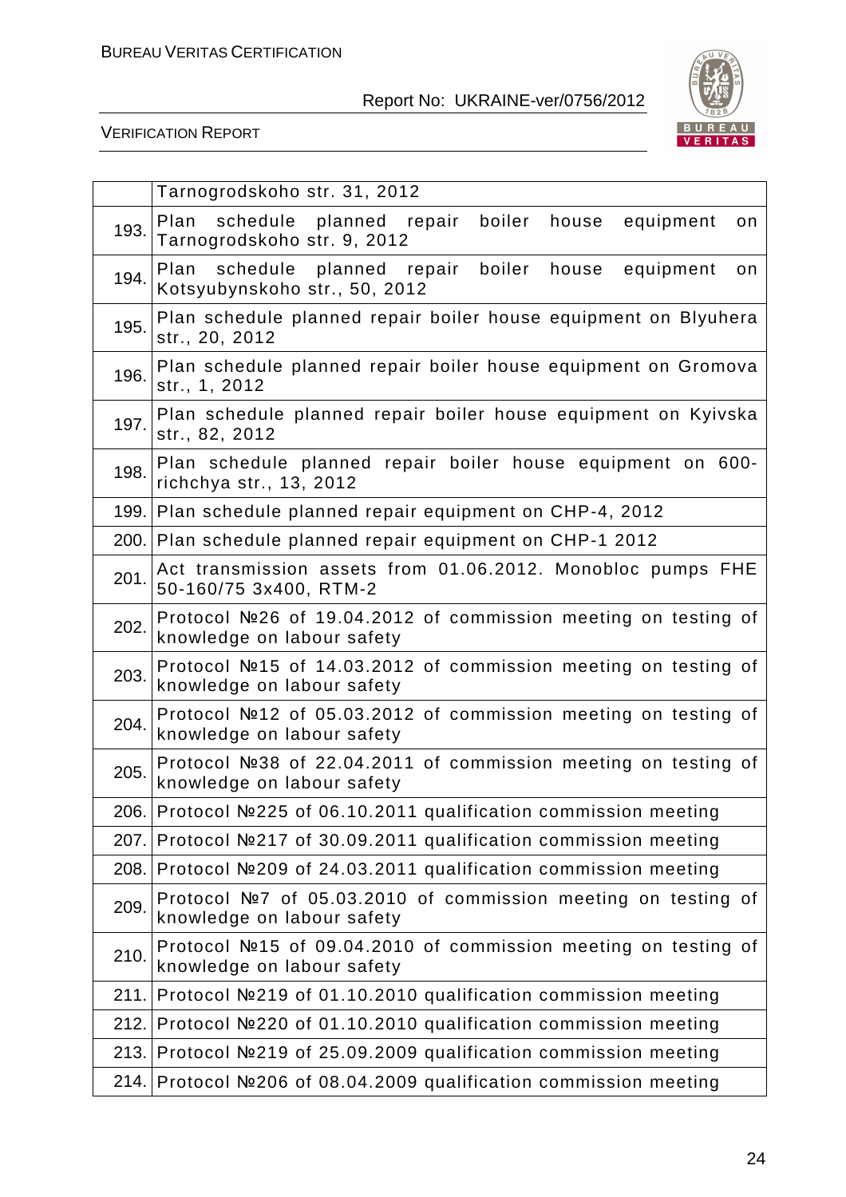| | |
|---|---|
| | Tarnogrodskoho str. 31, 2012 |
| 193. | Plan schedule planned repair boiler house equipment on Tarnogrodskoho str. 9, 2012 |
| 194. | Plan schedule planned repair boiler house equipment on Kotsyubynskoho str., 50, 2012 |
| 195. | Plan schedule planned repair boiler house equipment on Blyuhera str., 20, 2012 |
| 196. | Plan schedule planned repair boiler house equipment on Gromova str., 1, 2012 |
| 197. | Plan schedule planned repair boiler house equipment on Kyivska str., 82, 2012 |
| 198. | Plan schedule planned repair boiler house equipment on 600-richchya str., 13, 2012 |
| 199. | Plan schedule planned repair equipment on CHP-4, 2012 |
| 200. | Plan schedule planned repair equipment on CHP-1 2012 |
| 201. | Act transmission assets from 01.06.2012. Monobloc pumps FHE 50-160/75 3x400, RTM-2 |
| 202. | Protocol №26 of 19.04.2012 of commission meeting on testing of knowledge on labour safety |
| 203. | Protocol №15 of 14.03.2012 of commission meeting on testing of knowledge on labour safety |
| 204. | Protocol №12 of 05.03.2012 of commission meeting on testing of knowledge on labour safety |
| 205. | Protocol №38 of 22.04.2011 of commission meeting on testing of knowledge on labour safety |
| 206. | Protocol №225 of 06.10.2011 qualification commission meeting |
| 207. | Protocol №217 of 30.09.2011 qualification commission meeting |
| 208. | Protocol №209 of 24.03.2011 qualification commission meeting |
| 209. | Protocol №7 of 05.03.2010 of commission meeting on testing of knowledge on labour safety |
| 210. | Protocol №15 of 09.04.2010 of commission meeting on testing of knowledge on labour safety |
| 211. | Protocol №219 of 01.10.2010 qualification commission meeting |
| 212. | Protocol №220 of 01.10.2010 qualification commission meeting |
| 213. | Protocol №219 of 25.09.2009 qualification commission meeting |
| 214. | Protocol №206 of 08.04.2009 qualification commission meeting |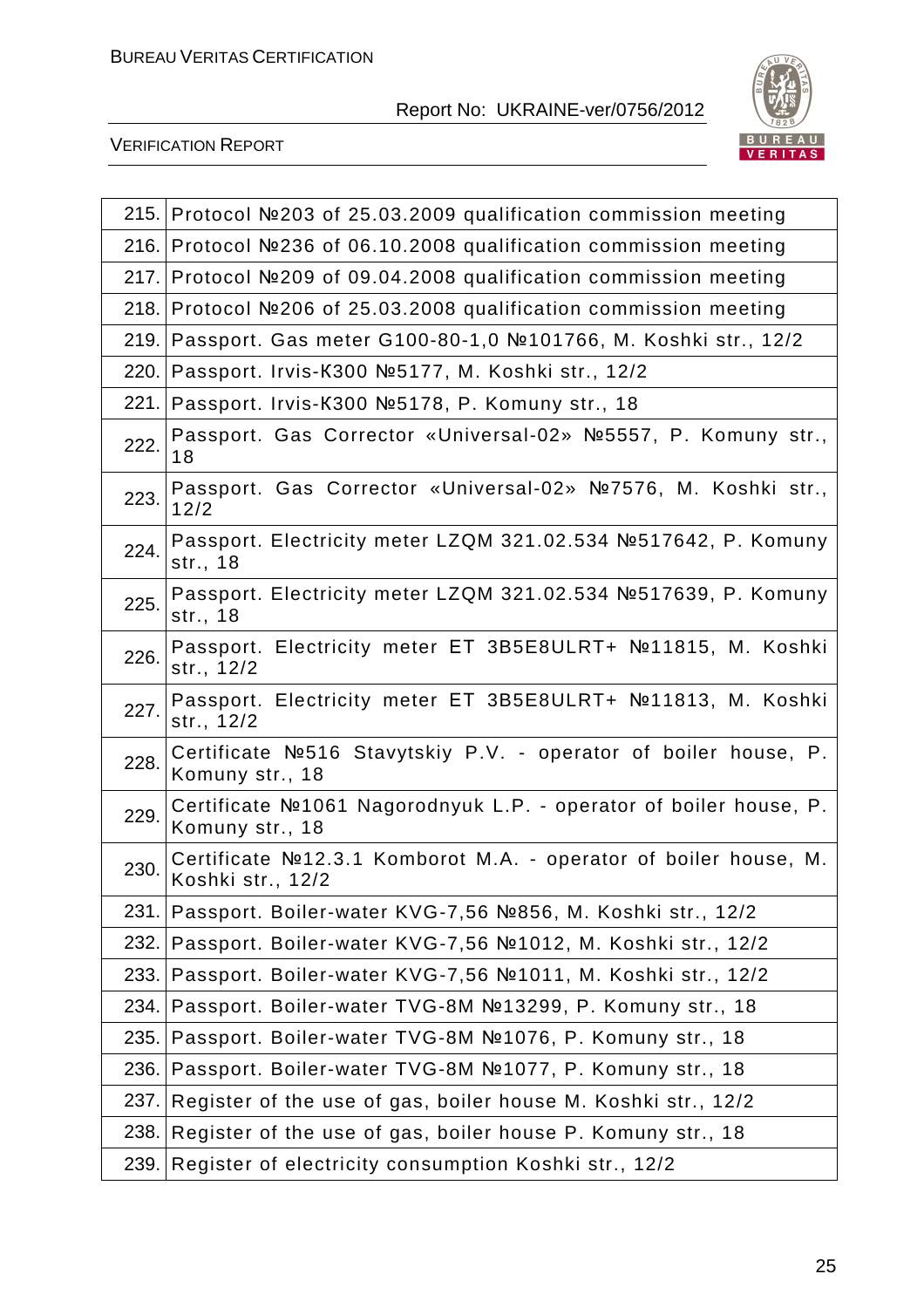| | |
|---|---|
| 215. | Protocol №203 of 25.03.2009 qualification commission meeting |
| 216. | Protocol №236 of 06.10.2008 qualification commission meeting |
| 217. | Protocol №209 of 09.04.2008 qualification commission meeting |
| 218. | Protocol №206 of 25.03.2008 qualification commission meeting |
| 219. | Passport. Gas meter G100-80-1,0 №101766, M. Koshki str., 12/2 |
| 220. | Passport. Irvis-K300 №5177, M. Koshki str., 12/2 |
| 221. | Passport. Irvis-K300 №5178, P. Komuny str., 18 |
| 222. | Passport. Gas Corrector «Universal-02» №5557, P. Komuny str., 18 |
| 223. | Passport. Gas Corrector «Universal-02» №7576, M. Koshki str., 12/2 |
| 224. | Passport. Electricity meter LZQM 321.02.534 №517642, P. Komuny str., 18 |
| 225. | Passport. Electricity meter LZQM 321.02.534 №517639, P. Komuny str., 18 |
| 226. | Passport. Electricity meter ET 3B5E8ULRT+ №11815, M. Koshki str., 12/2 |
| 227. | Passport. Electricity meter ET 3B5E8ULRT+ №11813, M. Koshki str., 12/2 |
| 228. | Certificate №516 Stavytskiy P.V. - operator of boiler house, P. Komuny str., 18 |
| 229. | Certificate №1061 Nagorodnyuk L.P. - operator of boiler house, P. Komuny str., 18 |
| 230. | Certificate №12.3.1 Komborot M.A. - operator of boiler house, M. Koshki str., 12/2 |
| 231. | Passport. Boiler-water KVG-7,56 №856, M. Koshki str., 12/2 |
| 232. | Passport. Boiler-water KVG-7,56 №1012, M. Koshki str., 12/2 |
| 233. | Passport. Boiler-water KVG-7,56 №1011, M. Koshki str., 12/2 |
| 234. | Passport. Boiler-water TVG-8M №13299, P. Komuny str., 18 |
| 235. | Passport. Boiler-water TVG-8M №1076, P. Komuny str., 18 |
| 236. | Passport. Boiler-water TVG-8M №1077, P. Komuny str., 18 |
| 237. | Register of the use of gas, boiler house M. Koshki str., 12/2 |
| 238. | Register of the use of gas, boiler house P. Komuny str., 18 |
| 239. | Register of electricity consumption Koshki str., 12/2 |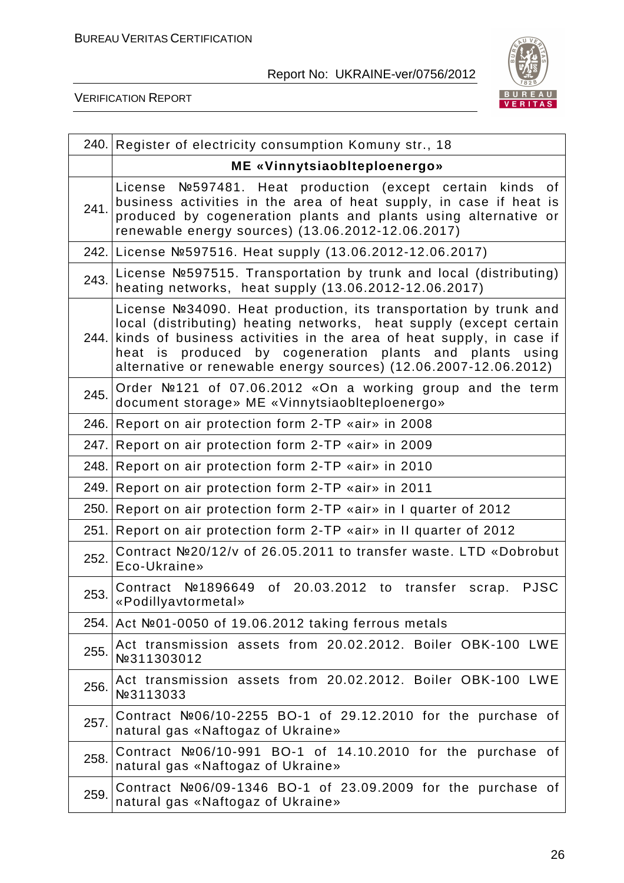| | |
|---|---|
| 240. | Register of electricity consumption Komuny str., 18 |
| | **ME «Vinnytsiaoblteploenergo»** |
| 241. | License №597481. Heat production (except certain kinds of business activities in the area of heat supply, in case if heat is produced by cogeneration plants and plants using alternative or renewable energy sources) (13.06.2012-12.06.2017) |
| 242. | License №597516. Heat supply (13.06.2012-12.06.2017) |
| 243. | License №597515. Transportation by trunk and local (distributing) heating networks, heat supply (13.06.2012-12.06.2017) |
| 244. | License №34090. Heat production, its transportation by trunk and local (distributing) heating networks, heat supply (except certain kinds of business activities in the area of heat supply, in case if heat is produced by cogeneration plants and plants using alternative or renewable energy sources) (12.06.2007-12.06.2012) |
| 245. | Order №121 of 07.06.2012 «On a working group and the term document storage» ME «Vinnytsiaoblteploenergo» |
| 246. | Report on air protection form 2-TP «air» in 2008 |
| 247. | Report on air protection form 2-TP «air» in 2009 |
| 248. | Report on air protection form 2-TP «air» in 2010 |
| 249. | Report on air protection form 2-TP «air» in 2011 |
| 250. | Report on air protection form 2-TP «air» in I quarter of 2012 |
| 251. | Report on air protection form 2-TP «air» in II quarter of 2012 |
| 252. | Contract №20/12/v of 26.05.2011 to transfer waste. LTD «Dobrobut Eco-Ukraine» |
| 253. | Contract №1896649 of 20.03.2012 to transfer scrap. PJSC «Podillyavtormetal» |
| 254. | Act №01-0050 of 19.06.2012 taking ferrous metals |
| 255. | Act transmission assets from 20.02.2012. Boiler OBK-100 LWE №311303012 |
| 256. | Act transmission assets from 20.02.2012. Boiler OBK-100 LWE №3113033 |
| 257. | Contract №06/10-2255 BO-1 of 29.12.2010 for the purchase of natural gas «Naftogaz of Ukraine» |
| 258. | Contract №06/10-991 BO-1 of 14.10.2010 for the purchase of natural gas «Naftogaz of Ukraine» |
| 259. | Contract №06/09-1346 BO-1 of 23.09.2009 for the purchase of natural gas «Naftogaz of Ukraine» |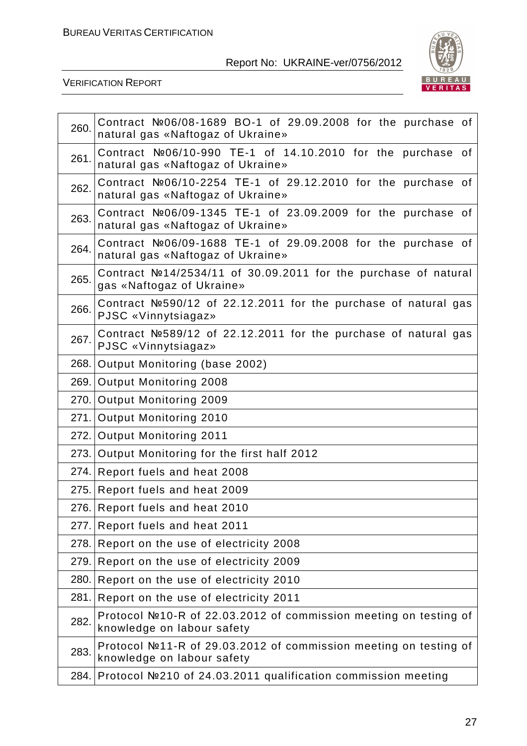| | |
|---|---|
| 260. | Contract №06/08-1689 BO-1 of 29.09.2008 for the purchase of natural gas «Naftogaz of Ukraine» |
| 261. | Contract №06/10-990 TE-1 of 14.10.2010 for the purchase of natural gas «Naftogaz of Ukraine» |
| 262. | Contract №06/10-2254 TE-1 of 29.12.2010 for the purchase of natural gas «Naftogaz of Ukraine» |
| 263. | Contract №06/09-1345 TE-1 of 23.09.2009 for the purchase of natural gas «Naftogaz of Ukraine» |
| 264. | Contract №06/09-1688 TE-1 of 29.09.2008 for the purchase of natural gas «Naftogaz of Ukraine» |
| 265. | Contract №14/2534/11 of 30.09.2011 for the purchase of natural gas «Naftogaz of Ukraine» |
| 266. | Contract №590/12 of 22.12.2011 for the purchase of natural gas PJSC «Vinnytsiagaz» |
| 267. | Contract №589/12 of 22.12.2011 for the purchase of natural gas PJSC «Vinnytsiagaz» |
| 268. | Output Monitoring (base 2002) |
| 269. | Output Monitoring 2008 |
| 270. | Output Monitoring 2009 |
| 271. | Output Monitoring 2010 |
| 272. | Output Monitoring 2011 |
| 273. | Output Monitoring for the first half 2012 |
| 274. | Report fuels and heat 2008 |
| 275. | Report fuels and heat 2009 |
| 276. | Report fuels and heat 2010 |
| 277. | Report fuels and heat 2011 |
| 278. | Report on the use of electricity 2008 |
| 279. | Report on the use of electricity 2009 |
| 280. | Report on the use of electricity 2010 |
| 281. | Report on the use of electricity 2011 |
| 282. | Protocol №10-R of 22.03.2012 of commission meeting on testing of knowledge on labour safety |
| 283. | Protocol №11-R of 29.03.2012 of commission meeting on testing of knowledge on labour safety |
| 284. | Protocol №210 of 24.03.2011 qualification commission meeting |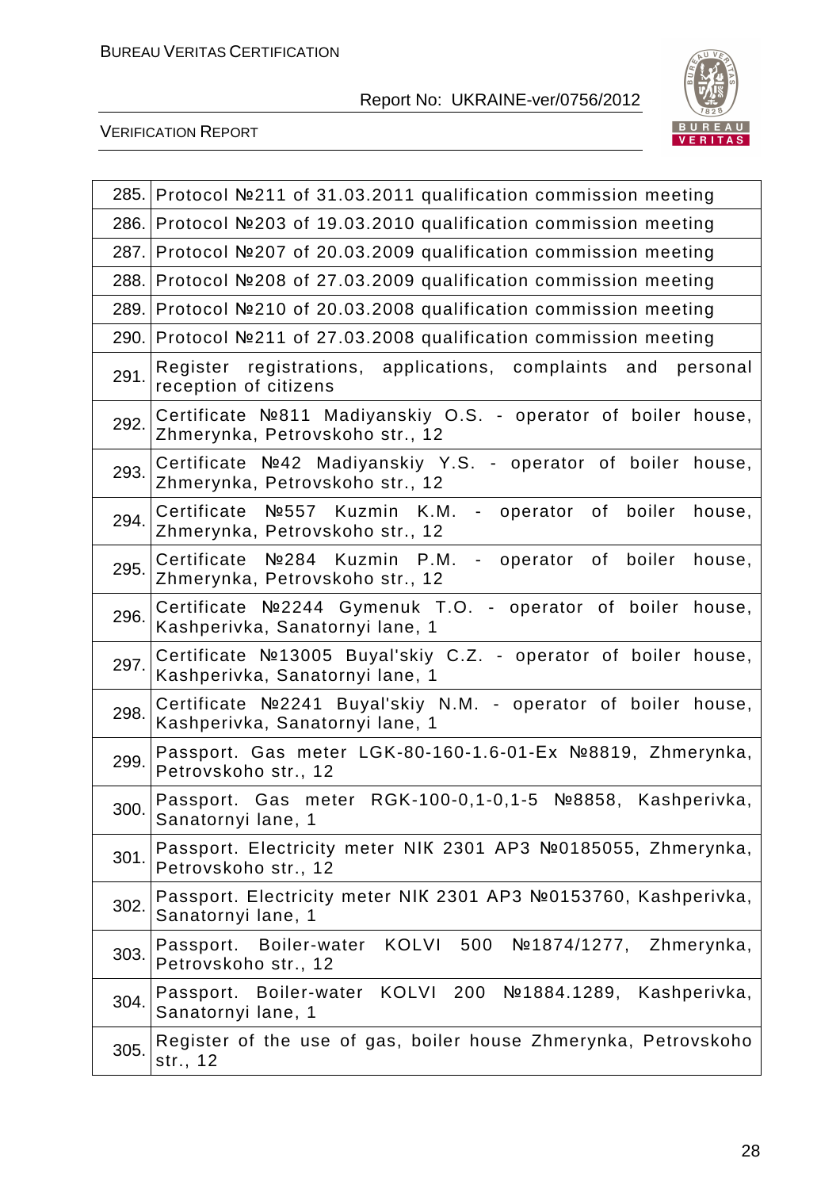| | |
|---|---|
| 285. | Protocol №211 of 31.03.2011 qualification commission meeting |
| 286. | Protocol №203 of 19.03.2010 qualification commission meeting |
| 287. | Protocol №207 of 20.03.2009 qualification commission meeting |
| 288. | Protocol №208 of 27.03.2009 qualification commission meeting |
| 289. | Protocol №210 of 20.03.2008 qualification commission meeting |
| 290. | Protocol №211 of 27.03.2008 qualification commission meeting |
| 291. | Register registrations, applications, complaints and personal reception of citizens |
| 292. | Certificate №811 Madiyanskiy O.S. - operator of boiler house, Zhmerynka, Petrovskoho str., 12 |
| 293. | Certificate №42 Madiyanskiy Y.S. - operator of boiler house, Zhmerynka, Petrovskoho str., 12 |
| 294. | Certificate №557 Kuzmin K.M. - operator of boiler house, Zhmerynka, Petrovskoho str., 12 |
| 295. | Certificate №284 Kuzmin P.M. - operator of boiler house, Zhmerynka, Petrovskoho str., 12 |
| 296. | Certificate №2244 Gymenuk T.O. - operator of boiler house, Kashperivka, Sanatornyi lane, 1 |
| 297. | Certificate №13005 Buyal'skiy C.Z. - operator of boiler house, Kashperivka, Sanatornyi lane, 1 |
| 298. | Certificate №2241 Buyal'skiy N.M. - operator of boiler house, Kashperivka, Sanatornyi lane, 1 |
| 299. | Passport. Gas meter LGK-80-160-1.6-01-Ex №8819, Zhmerynka, Petrovskoho str., 12 |
| 300. | Passport. Gas meter RGK-100-0,1-0,1-5 №8858, Kashperivka, Sanatornyi lane, 1 |
| 301. | Passport. Electricity meter NIK 2301 AP3 №0185055, Zhmerynka, Petrovskoho str., 12 |
| 302. | Passport. Electricity meter NIK 2301 AP3 №0153760, Kashperivka, Sanatornyi lane, 1 |
| 303. | Passport. Boiler-water KOLVI 500 №1874/1277, Zhmerynka, Petrovskoho str., 12 |
| 304. | Passport. Boiler-water KOLVI 200 №1884.1289, Kashperivka, Sanatornyi lane, 1 |
| 305. | Register of the use of gas, boiler house Zhmerynka, Petrovskoho str., 12 |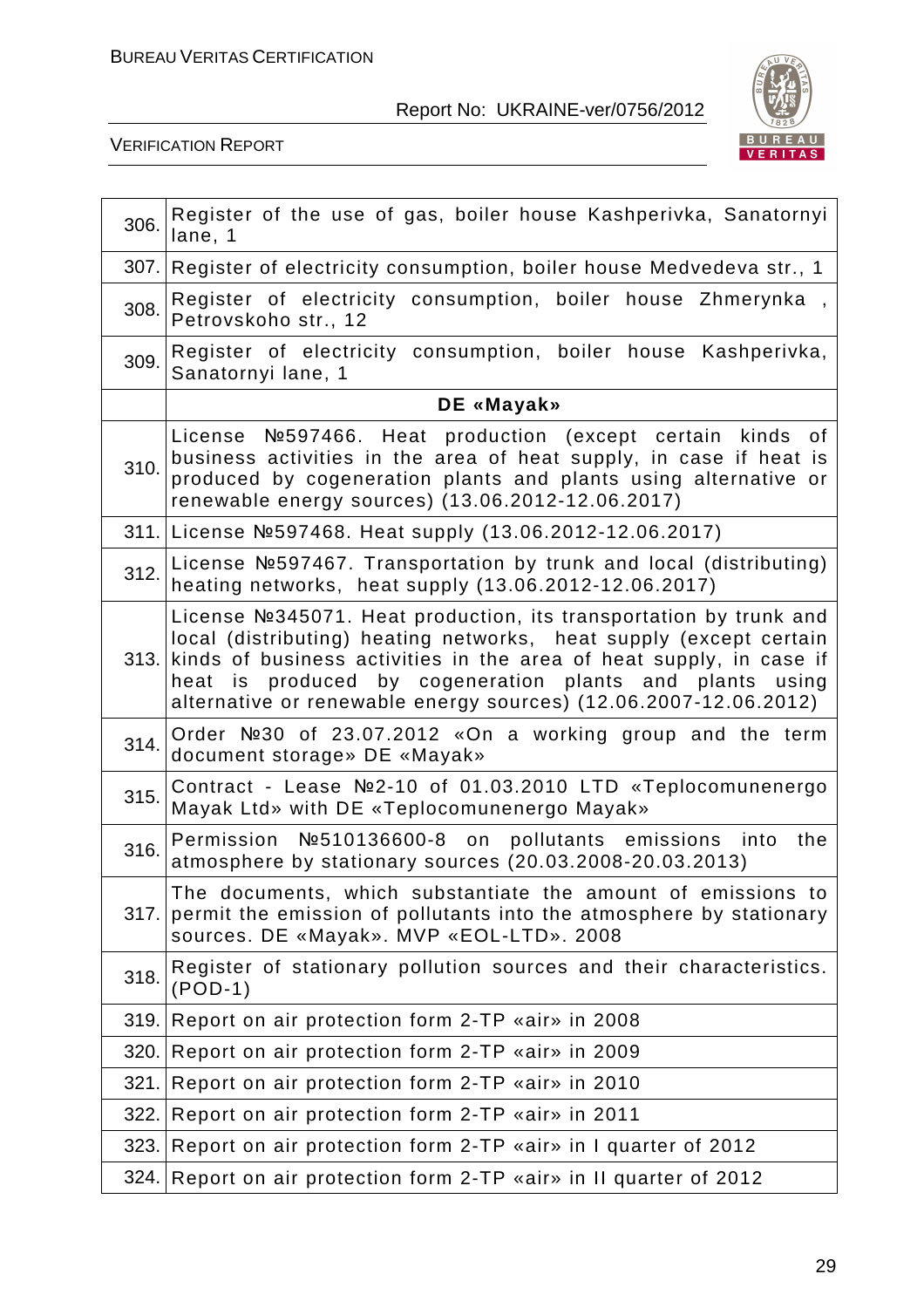| | |
|---|---|
| 306. | Register of the use of gas, boiler house Kashperivka, Sanatornyi lane, 1 |
| 307. | Register of electricity consumption, boiler house Medvedeva str., 1 |
| 308. | Register of electricity consumption, boiler house Zhmerynka , Petrovskoho str., 12 |
| 309. | Register of electricity consumption, boiler house Kashperivka, Sanatornyi lane, 1 |
| | **DE «Mayak»** |
| 310. | License №597466. Heat production (except certain kinds of business activities in the area of heat supply, in case if heat is produced by cogeneration plants and plants using alternative or renewable energy sources) (13.06.2012-12.06.2017) |
| 311. | License №597468. Heat supply (13.06.2012-12.06.2017) |
| 312. | License №597467. Transportation by trunk and local (distributing) heating networks, heat supply (13.06.2012-12.06.2017) |
| 313. | License №345071. Heat production, its transportation by trunk and local (distributing) heating networks, heat supply (except certain kinds of business activities in the area of heat supply, in case if heat is produced by cogeneration plants and plants using alternative or renewable energy sources) (12.06.2007-12.06.2012) |
| 314. | Order №30 of 23.07.2012 «On a working group and the term document storage» DE «Mayak» |
| 315. | Contract - Lease №2-10 of 01.03.2010 LTD «Teplocomunenergo Mayak Ltd» with DE «Teplocomunenergo Mayak» |
| 316. | Permission №510136600-8 on pollutants emissions into the atmosphere by stationary sources (20.03.2008-20.03.2013) |
| 317. | The documents, which substantiate the amount of emissions to permit the emission of pollutants into the atmosphere by stationary sources. DE «Mayak». MVP «EOL-LTD». 2008 |
| 318. | Register of stationary pollution sources and their characteristics. (POD-1) |
| 319. | Report on air protection form 2-TP «air» in 2008 |
| 320. | Report on air protection form 2-TP «air» in 2009 |
| 321. | Report on air protection form 2-TP «air» in 2010 |
| 322. | Report on air protection form 2-TP «air» in 2011 |
| 323. | Report on air protection form 2-TP «air» in I quarter of 2012 |
| 324. | Report on air protection form 2-TP «air» in II quarter of 2012 |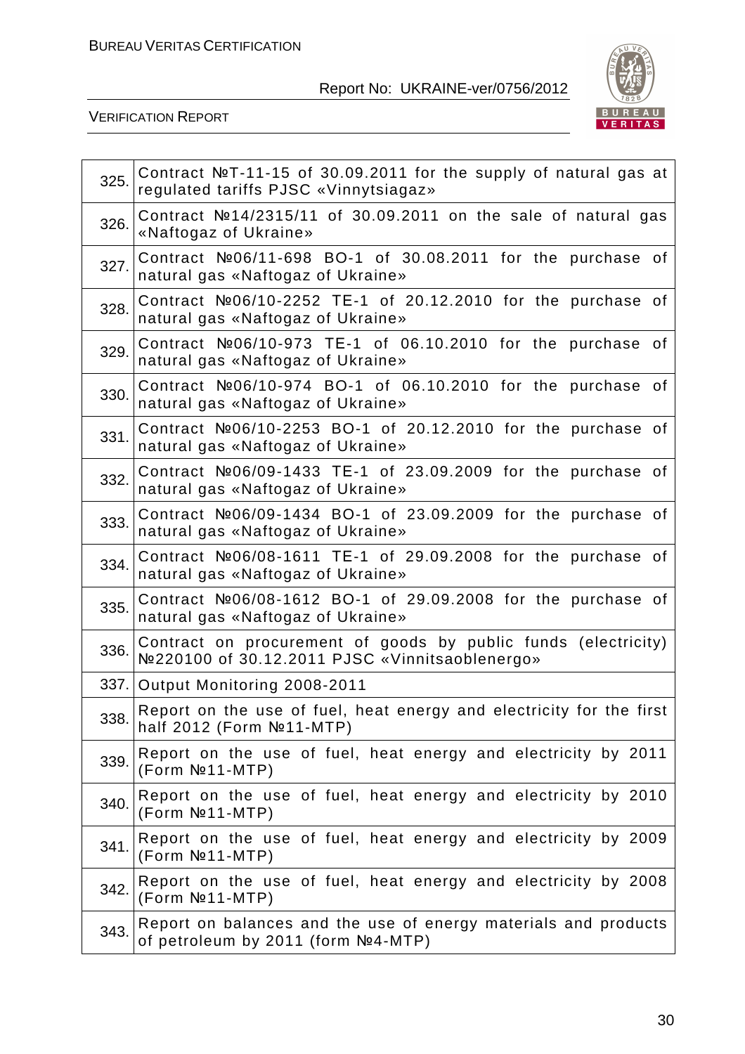| | |
|---|---|
| 325. | Contract №T-11-15 of 30.09.2011 for the supply of natural gas at regulated tariffs PJSC «Vinnytsiagaz» |
| 326. | Contract №14/2315/11 of 30.09.2011 on the sale of natural gas «Naftogaz of Ukraine» |
| 327. | Contract №06/11-698 BO-1 of 30.08.2011 for the purchase of natural gas «Naftogaz of Ukraine» |
| 328. | Contract №06/10-2252 TE-1 of 20.12.2010 for the purchase of natural gas «Naftogaz of Ukraine» |
| 329. | Contract №06/10-973 TE-1 of 06.10.2010 for the purchase of natural gas «Naftogaz of Ukraine» |
| 330. | Contract №06/10-974 BO-1 of 06.10.2010 for the purchase of natural gas «Naftogaz of Ukraine» |
| 331. | Contract №06/10-2253 BO-1 of 20.12.2010 for the purchase of natural gas «Naftogaz of Ukraine» |
| 332. | Contract №06/09-1433 TE-1 of 23.09.2009 for the purchase of natural gas «Naftogaz of Ukraine» |
| 333. | Contract №06/09-1434 BO-1 of 23.09.2009 for the purchase of natural gas «Naftogaz of Ukraine» |
| 334. | Contract №06/08-1611 TE-1 of 29.09.2008 for the purchase of natural gas «Naftogaz of Ukraine» |
| 335. | Contract №06/08-1612 BO-1 of 29.09.2008 for the purchase of natural gas «Naftogaz of Ukraine» |
| 336. | Contract on procurement of goods by public funds (electricity) №220100 of 30.12.2011 PJSC «Vinnitsaoblenergo» |
| 337. | Output Monitoring 2008-2011 |
| 338. | Report on the use of fuel, heat energy and electricity for the first half 2012 (Form №11-MTP) |
| 339. | Report on the use of fuel, heat energy and electricity by 2011 (Form №11-MTP) |
| 340. | Report on the use of fuel, heat energy and electricity by 2010 (Form №11-MTP) |
| 341. | Report on the use of fuel, heat energy and electricity by 2009 (Form №11-MTP) |
| 342. | Report on the use of fuel, heat energy and electricity by 2008 (Form №11-MTP) |
| 343. | Report on balances and the use of energy materials and products of petroleum by 2011 (form №4-MTP) |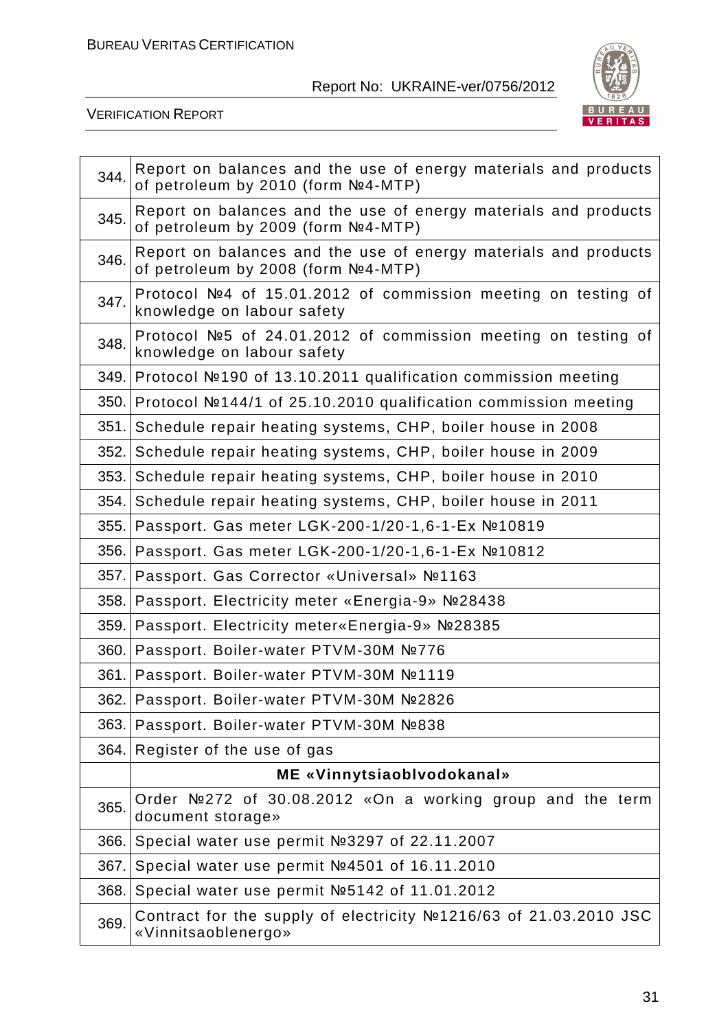| | |
|---|---|
| 344. | Report on balances and the use of energy materials and products of petroleum by 2010 (form №4-MTP) |
| 345. | Report on balances and the use of energy materials and products of petroleum by 2009 (form №4-MTP) |
| 346. | Report on balances and the use of energy materials and products of petroleum by 2008 (form №4-MTP) |
| 347. | Protocol №4 of 15.01.2012 of commission meeting on testing of knowledge on labour safety |
| 348. | Protocol №5 of 24.01.2012 of commission meeting on testing of knowledge on labour safety |
| 349. | Protocol №190 of 13.10.2011 qualification commission meeting |
| 350. | Protocol №144/1 of 25.10.2010 qualification commission meeting |
| 351. | Schedule repair heating systems, CHP, boiler house in 2008 |
| 352. | Schedule repair heating systems, CHP, boiler house in 2009 |
| 353. | Schedule repair heating systems, CHP, boiler house in 2010 |
| 354. | Schedule repair heating systems, CHP, boiler house in 2011 |
| 355. | Passport. Gas meter LGK-200-1/20-1,6-1-Ex №10819 |
| 356. | Passport. Gas meter LGK-200-1/20-1,6-1-Ex №10812 |
| 357. | Passport. Gas Corrector «Universal» №1163 |
| 358. | Passport. Electricity meter «Energia-9» №28438 |
| 359. | Passport. Electricity meter«Energia-9» №28385 |
| 360. | Passport. Boiler-water PTVM-30M №776 |
| 361. | Passport. Boiler-water PTVM-30M №1119 |
| 362. | Passport. Boiler-water PTVM-30M №2826 |
| 363. | Passport. Boiler-water PTVM-30M №838 |
| 364. | Register of the use of gas |
| | **ME «Vinnytsiaoblvodokanal»** |
| 365. | Order №272 of 30.08.2012 «On a working group and the term document storage» |
| 366. | Special water use permit №3297 of 22.11.2007 |
| 367. | Special water use permit №4501 of 16.11.2010 |
| 368. | Special water use permit №5142 of 11.01.2012 |
| 369. | Contract for the supply of electricity №1216/63 of 21.03.2010 JSC «Vinnitsaoblenergo» |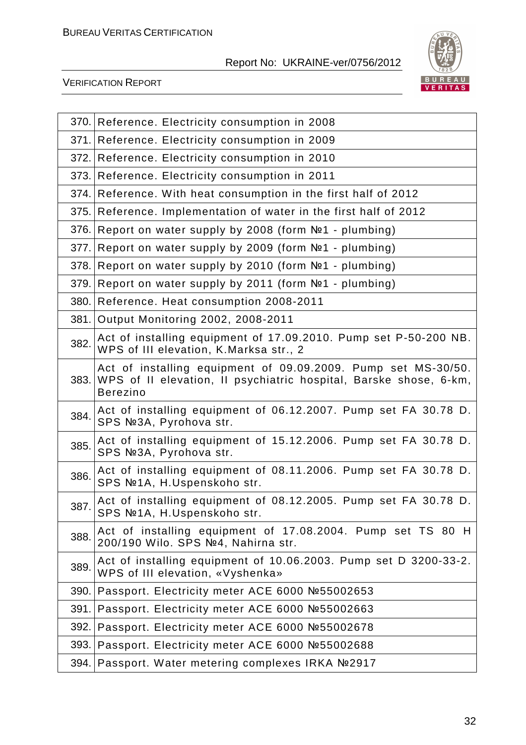| | |
|---|---|
| 370. | Reference. Electricity consumption in 2008 |
| 371. | Reference. Electricity consumption in 2009 |
| 372. | Reference. Electricity consumption in 2010 |
| 373. | Reference. Electricity consumption in 2011 |
| 374. | Reference. With heat consumption in the first half of 2012 |
| 375. | Reference. Implementation of water in the first half of 2012 |
| 376. | Report on water supply by 2008 (form №1 - plumbing) |
| 377. | Report on water supply by 2009 (form №1 - plumbing) |
| 378. | Report on water supply by 2010 (form №1 - plumbing) |
| 379. | Report on water supply by 2011 (form №1 - plumbing) |
| 380. | Reference. Heat consumption 2008-2011 |
| 381. | Output Monitoring 2002, 2008-2011 |
| 382. | Act of installing equipment of 17.09.2010. Pump set P-50-200 NB. WPS of III elevation, K.Marksa str., 2 |
| 383. | Act of installing equipment of 09.09.2009. Pump set MS-30/50. WPS of II elevation, II psychiatric hospital, Barske shose, 6-km, Berezino |
| 384. | Act of installing equipment of 06.12.2007. Pump set FA 30.78 D. SPS №3A, Pyrohova str. |
| 385. | Act of installing equipment of 15.12.2006. Pump set FA 30.78 D. SPS №3A, Pyrohova str. |
| 386. | Act of installing equipment of 08.11.2006. Pump set FA 30.78 D. SPS №1A, H.Uspenskoho str. |
| 387. | Act of installing equipment of 08.12.2005. Pump set FA 30.78 D. SPS №1A, H.Uspenskoho str. |
| 388. | Act of installing equipment of 17.08.2004. Pump set TS 80 H 200/190 Wilo. SPS №4, Nahirna str. |
| 389. | Act of installing equipment of 10.06.2003. Pump set D 3200-33-2. WPS of III elevation, «Vyshenka» |
| 390. | Passport. Electricity meter ACE 6000 №55002653 |
| 391. | Passport. Electricity meter ACE 6000 №55002663 |
| 392. | Passport. Electricity meter ACE 6000 №55002678 |
| 393. | Passport. Electricity meter ACE 6000 №55002688 |
| 394. | Passport. Water metering complexes IRKA №2917 |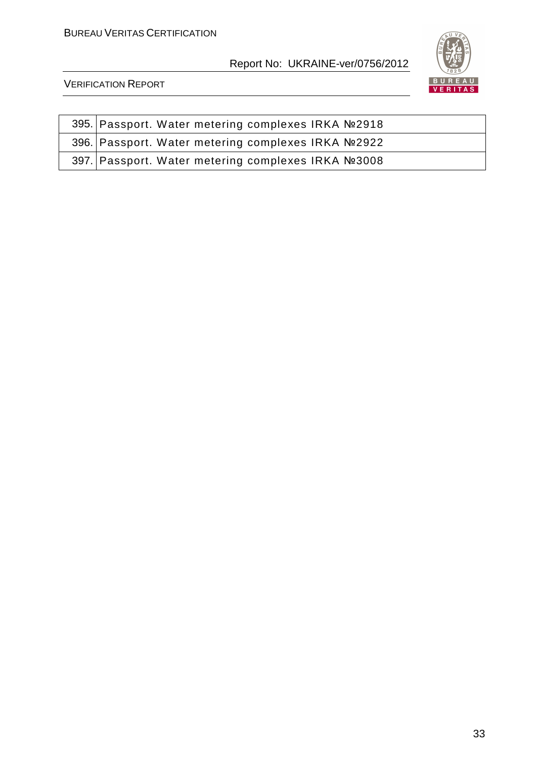| | |
|---|---|
| 395. | Passport. Water metering complexes IRKA №2918 |
| 396. | Passport. Water metering complexes IRKA №2922 |
| 397. | Passport. Water metering complexes IRKA №3008 |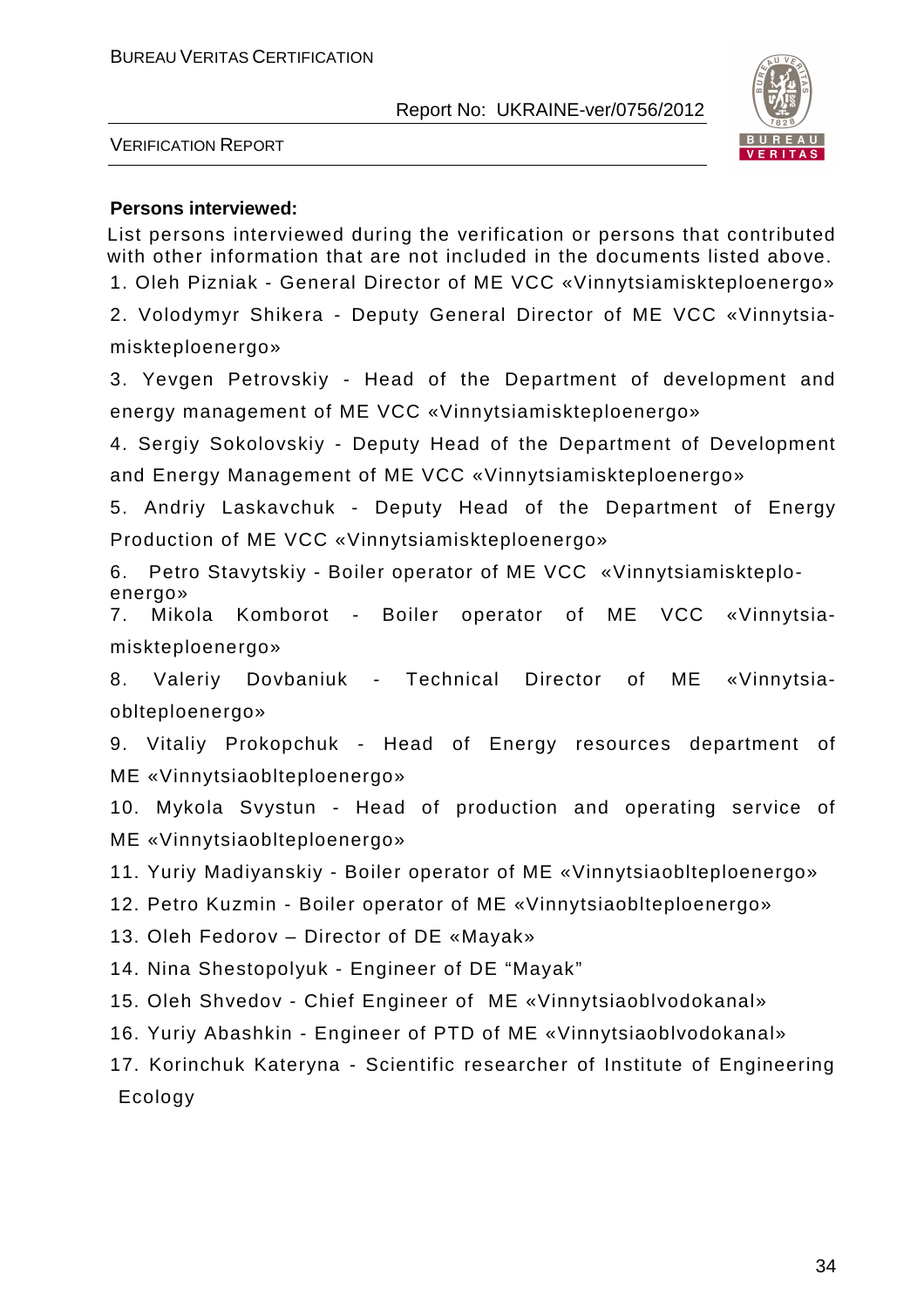**Persons interviewed:**

List persons interviewed during the verification or persons that contributed with other information that are not included in the documents listed above.

1. Oleh Pizniak - General Director of ME VCC «Vinnytsiamiskteploenergo»
2. Volodymyr Shikera - Deputy General Director of ME VCC «Vinnytsiamiskteploenergo»
3. Yevgen Petrovskiy - Head of the Department of development and energy management of ME VCC «Vinnytsiamiskteploenergo»
4. Sergiy Sokolovskiy - Deputy Head of the Department of Development and Energy Management of ME VCC «Vinnytsiamiskteploenergo»
5. Andriy Laskavchuk - Deputy Head of the Department of Energy Production of ME VCC «Vinnytsiamiskteploenergo»
6. Petro Stavytskiy - Boiler operator of ME VCC «Vinnytsiamiskteploenergo»
7. Mikola Komborot - Boiler operator of ME VCC «Vinnytsiamiskteploenergo»
8. Valeriy Dovbaniuk - Technical Director of ME «Vinnytsiaoblteploenergo»
9. Vitaliy Prokopchuk - Head of Energy resources department of ME «Vinnytsiaoblteploenergo»
10. Mykola Svystun - Head of production and operating service of ME «Vinnytsiaoblteploenergo»
11. Yuriy Madiyanskiy - Boiler operator of ME «Vinnytsiaoblteploenergo»
12. Petro Kuzmin - Boiler operator of ME «Vinnytsiaoblteploenergo»
13. Oleh Fedorov – Director of DE «Mayak»
14. Nina Shestopolyuk - Engineer of DE "Mayak"
15. Oleh Shvedov - Chief Engineer of ME «Vinnytsiaoblvodokanal»
16. Yuriy Abashkin - Engineer of PTD of ME «Vinnytsiaoblvodokanal»
17. Korinchuk Kateryna - Scientific researcher of Institute of Engineering Ecology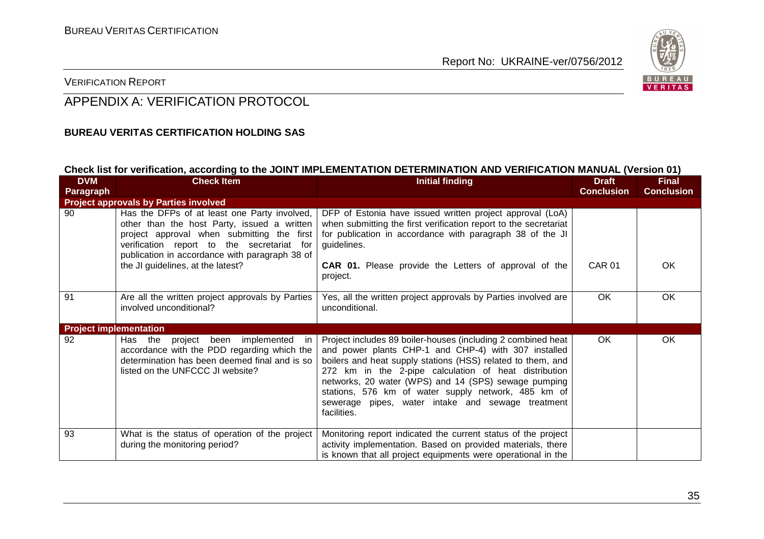# APPENDIX A: VERIFICATION PROTOCOL

**BUREAU VERITAS CERTIFICATION HOLDING SAS**

**Check list for verification, according to the JOINT IMPLEMENTATION DETERMINATION AND VERIFICATION MANUAL (Version 01)**

| DVM Paragraph | Check Item | Initial finding | Draft Conclusion | Final Conclusion |
|---|---|---|---|---|
| **Project approvals by Parties involved** | | | | |
| 90 | Has the DFPs of at least one Party involved, other than the host Party, issued a written project approval when submitting the first verification report to the secretariat for publication in accordance with paragraph 38 of the JI guidelines, at the latest? | DFP of Estonia have issued written project approval (LoA) when submitting the first verification report to the secretariat for publication in accordance with paragraph 38 of the JI guidelines.<br><br>**CAR 01.** Please provide the Letters of approval of the project. | CAR 01 | OK |
| 91 | Are all the written project approvals by Parties involved unconditional? | Yes, all the written project approvals by Parties involved are unconditional. | OK | OK |
| **Project implementation** | | | | |
| 92 | Has the project been implemented in accordance with the PDD regarding which the determination has been deemed final and is so listed on the UNFCCC JI website? | Project includes 89 boiler-houses (including 2 combined heat and power plants CHP-1 and CHP-4) with 307 installed boilers and heat supply stations (HSS) related to them, and 272 km in the 2-pipe calculation of heat distribution networks, 20 water (WPS) and 14 (SPS) sewage pumping stations, 576 km of water supply network, 485 km of sewerage pipes, water intake and sewage treatment facilities. | OK | OK |
| 93 | What is the status of operation of the project during the monitoring period? | Monitoring report indicated the current status of the project activity implementation. Based on provided materials, there is known that all project equipments were operational in the | | |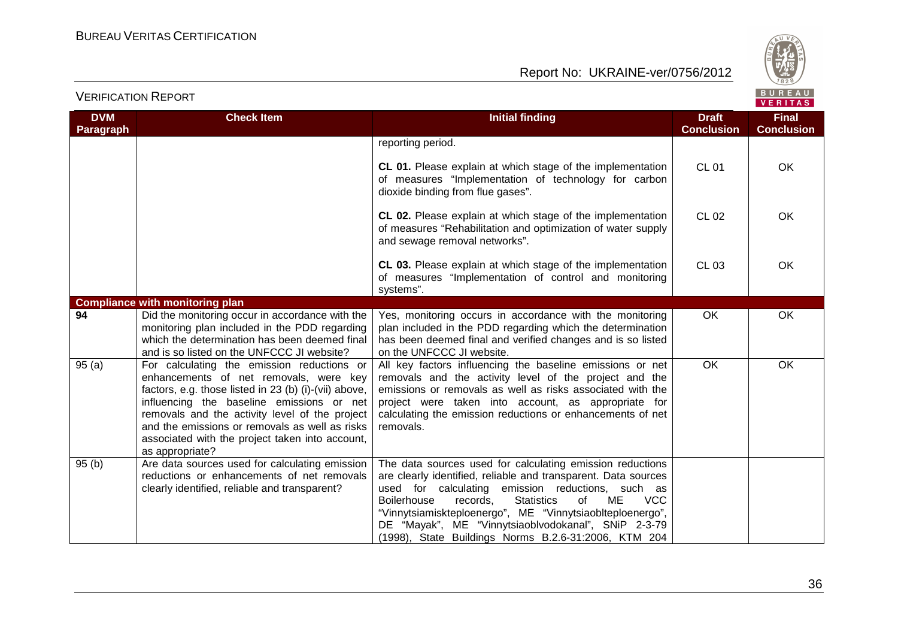| DVM Paragraph | Check Item | Initial finding | Draft Conclusion | Final Conclusion |
|---|---|---|---|---|
| | | reporting period. | | |
| | | **CL 01.** Please explain at which stage of the implementation of measures "Implementation of technology for carbon dioxide binding from flue gases". | CL 01 | OK |
| | | **CL 02.** Please explain at which stage of the implementation of measures "Rehabilitation and optimization of water supply and sewage removal networks". | CL 02 | OK |
| | | **CL 03.** Please explain at which stage of the implementation of measures "Implementation of control and monitoring systems". | CL 03 | OK |
| **Compliance with monitoring plan** | | | | |
| **94** | Did the monitoring occur in accordance with the monitoring plan included in the PDD regarding which the determination has been deemed final and is so listed on the UNFCCC JI website? | Yes, monitoring occurs in accordance with the monitoring plan included in the PDD regarding which the determination has been deemed final and verified changes and is so listed on the UNFCCC JI website. | OK | OK |
| 95 (a) | For calculating the emission reductions or enhancements of net removals, were key factors, e.g. those listed in 23 (b) (i)-(vii) above, influencing the baseline emissions or net removals and the activity level of the project and the emissions or removals as well as risks associated with the project taken into account, as appropriate? | All key factors influencing the baseline emissions or net removals and the activity level of the project and the emissions or removals as well as risks associated with the project were taken into account, as appropriate for calculating the emission reductions or enhancements of net removals. | OK | OK |
| 95 (b) | Are data sources used for calculating emission reductions or enhancements of net removals clearly identified, reliable and transparent? | The data sources used for calculating emission reductions are clearly identified, reliable and transparent. Data sources used for calculating emission reductions, such as Boilerhouse records, Statistics of ME VCC "Vinnytsiamiskteploenergo", ME "Vinnytsiaoblteploenergo", DE "Mayak", ME "Vinnytsiaoblvodokanal", SNiP 2-3-79 (1998), State Buildings Norms B.2.6-31:2006, KTM 204 | | |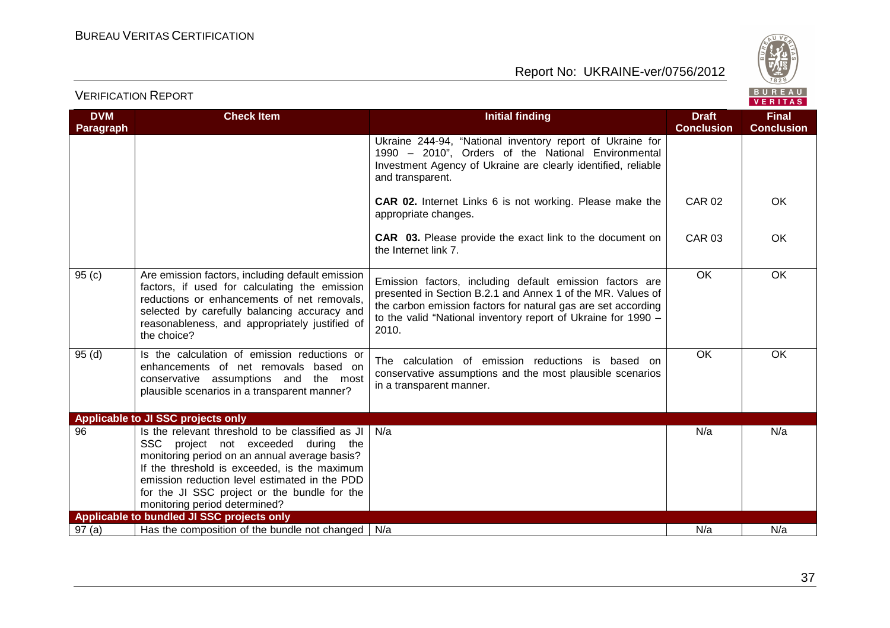| DVM Paragraph | Check Item | Initial finding | Draft Conclusion | Final Conclusion |
|---|---|---|---|---|
| | | Ukraine 244-94, "National inventory report of Ukraine for 1990 – 2010", Orders of the National Environmental Investment Agency of Ukraine are clearly identified, reliable and transparent. | | |
| | | **CAR 02.** Internet Links 6 is not working. Please make the appropriate changes. | CAR 02 | OK |
| | | **CAR 03.** Please provide the exact link to the document on the Internet link 7. | CAR 03 | OK |
| 95 (c) | Are emission factors, including default emission factors, if used for calculating the emission reductions or enhancements of net removals, selected by carefully balancing accuracy and reasonableness, and appropriately justified of the choice? | Emission factors, including default emission factors are presented in Section B.2.1 and Annex 1 of the MR. Values of the carbon emission factors for natural gas are set according to the valid "National inventory report of Ukraine for 1990 – 2010. | OK | OK |
| 95 (d) | Is the calculation of emission reductions or enhancements of net removals based on conservative assumptions and the most plausible scenarios in a transparent manner? | The calculation of emission reductions is based on conservative assumptions and the most plausible scenarios in a transparent manner. | OK | OK |
| **Applicable to JI SSC projects only** | | | | |
| 96 | Is the relevant threshold to be classified as JI SSC project not exceeded during the monitoring period on an annual average basis? If the threshold is exceeded, is the maximum emission reduction level estimated in the PDD for the JI SSC project or the bundle for the monitoring period determined? | N/a | N/a | N/a |
| **Applicable to bundled JI SSC projects only** | | | | |
| 97 (a) | Has the composition of the bundle not changed | N/a | N/a | N/a |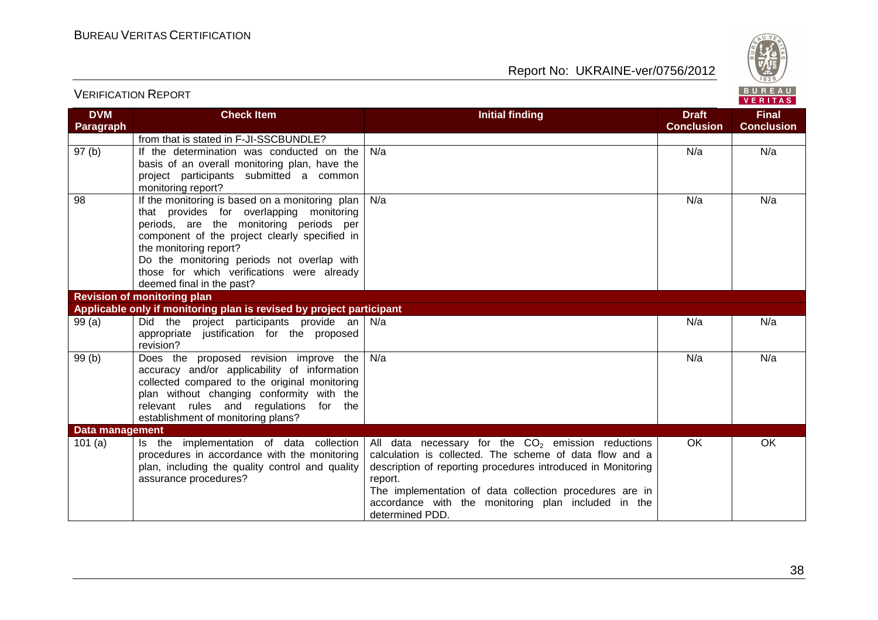| DVM Paragraph | Check Item | Initial finding | Draft Conclusion | Final Conclusion |
|---|---|---|---|---|
| | from that is stated in F-JI-SSCBUNDLE? | | | |
| 97 (b) | If the determination was conducted on the basis of an overall monitoring plan, have the project participants submitted a common monitoring report? | N/a | N/a | N/a |
| 98 | If the monitoring is based on a monitoring plan that provides for overlapping monitoring periods, are the monitoring periods per component of the project clearly specified in the monitoring report? Do the monitoring periods not overlap with those for which verifications were already deemed final in the past? | N/a | N/a | N/a |
| **Revision of monitoring plan** | | | | |
| **Applicable only if monitoring plan is revised by project participant** | | | | |
| 99 (a) | Did the project participants provide an appropriate justification for the proposed revision? | N/a | N/a | N/a |
| 99 (b) | Does the proposed revision improve the accuracy and/or applicability of information collected compared to the original monitoring plan without changing conformity with the relevant rules and regulations for the establishment of monitoring plans? | N/a | N/a | N/a |
| **Data management** | | | | |
| 101 (a) | Is the implementation of data collection procedures in accordance with the monitoring plan, including the quality control and quality assurance procedures? | All data necessary for the $CO_2$ emission reductions calculation is collected. The scheme of data flow and a description of reporting procedures introduced in Monitoring report. The implementation of data collection procedures are in accordance with the monitoring plan included in the determined PDD. | OK | OK |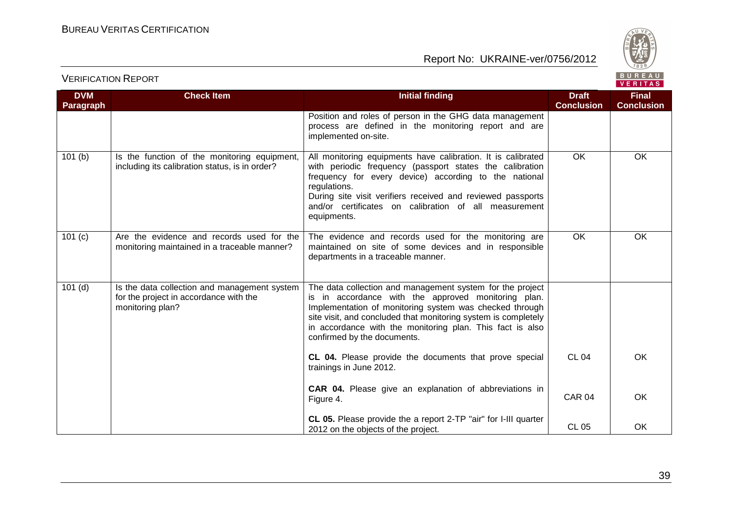| DVM Paragraph | Check Item | Initial finding | Draft Conclusion | Final Conclusion |
|---|---|---|---|---|
| | | Position and roles of person in the GHG data management process are defined in the monitoring report and are implemented on-site. | | |
| 101 (b) | Is the function of the monitoring equipment, including its calibration status, is in order? | All monitoring equipments have calibration. It is calibrated with periodic frequency (passport states the calibration frequency for every device) according to the national regulations.<br>During site visit verifiers received and reviewed passports and/or certificates on calibration of all measurement equipments. | OK | OK |
| 101 (c) | Are the evidence and records used for the monitoring maintained in a traceable manner? | The evidence and records used for the monitoring are maintained on site of some devices and in responsible departments in a traceable manner. | OK | OK |
| 101 (d) | Is the data collection and management system for the project in accordance with the monitoring plan? | The data collection and management system for the project is in accordance with the approved monitoring plan. Implementation of monitoring system was checked through site visit, and concluded that monitoring system is completely in accordance with the monitoring plan. This fact is also confirmed by the documents. | | |
| | | **CL 04.** Please provide the documents that prove special trainings in June 2012. | CL 04 | OK |
| | | **CAR 04.** Please give an explanation of abbreviations in Figure 4. | CAR 04 | OK |
| | | **CL 05.** Please provide the a report 2-TP "air" for I-III quarter 2012 on the objects of the project. | CL 05 | OK |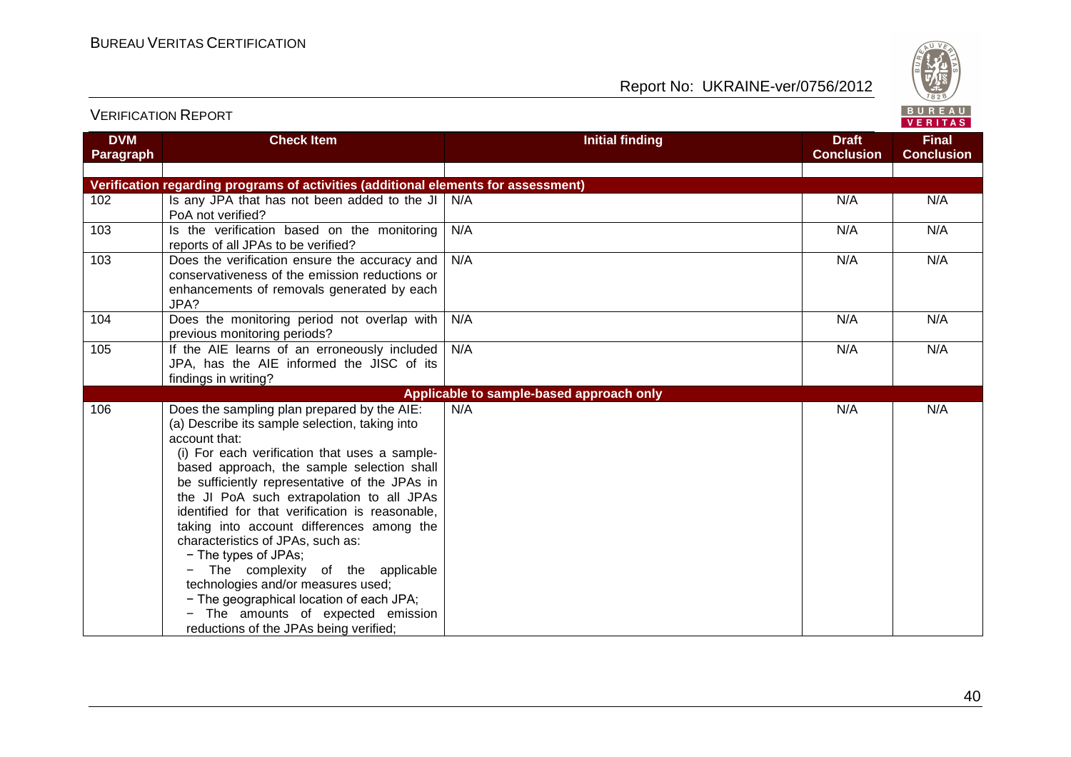| DVM Paragraph | Check Item | Initial finding | Draft Conclusion | Final Conclusion |
|---|---|---|---|---|
| **Verification regarding programs of activities (additional elements for assessment)** | | | | |
| 102 | Is any JPA that has not been added to the JI PoA not verified? | N/A | N/A | N/A |
| 103 | Is the verification based on the monitoring reports of all JPAs to be verified? | N/A | N/A | N/A |
| 103 | Does the verification ensure the accuracy and conservativeness of the emission reductions or enhancements of removals generated by each JPA? | N/A | N/A | N/A |
| 104 | Does the monitoring period not overlap with previous monitoring periods? | N/A | N/A | N/A |
| 105 | If the AIE learns of an erroneously included JPA, has the AIE informed the JISC of its findings in writing? | N/A | N/A | N/A |
| **Applicable to sample-based approach only** | | | | |
| 106 | Does the sampling plan prepared by the AIE:<br>(a) Describe its sample selection, taking into account that:<br>(i) For each verification that uses a sample-based approach, the sample selection shall be sufficiently representative of the JPAs in the JI PoA such extrapolation to all JPAs identified for that verification is reasonable, taking into account differences among the characteristics of JPAs, such as:<br>− The types of JPAs;<br>− The complexity of the applicable technologies and/or measures used;<br>− The geographical location of each JPA;<br>− The amounts of expected emission reductions of the JPAs being verified; | N/A | N/A | N/A |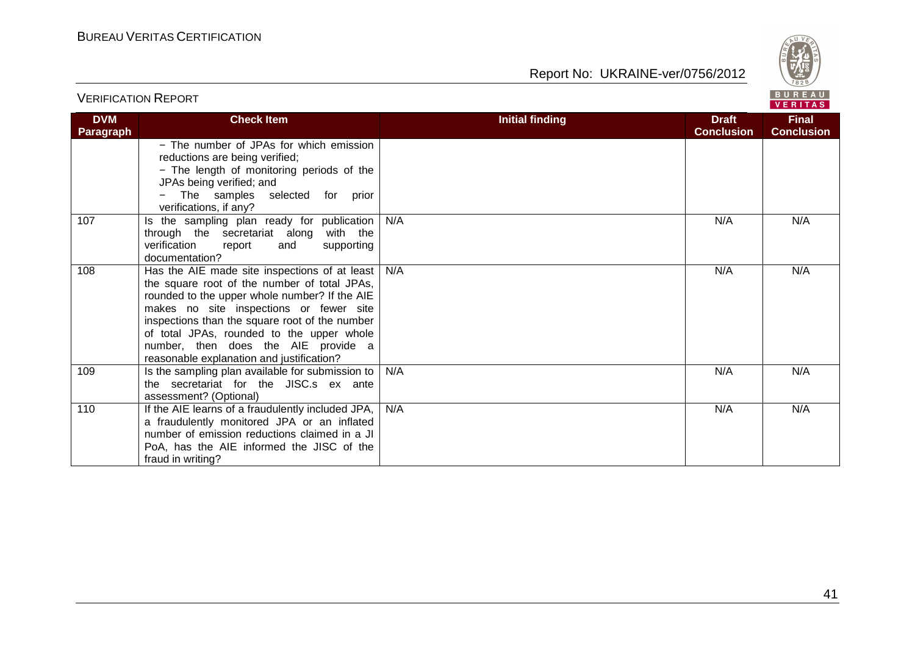| DVM Paragraph | Check Item | Initial finding | Draft Conclusion | Final Conclusion |
|---|---|---|---|---|
| | − The number of JPAs for which emission reductions are being verified;<br>− The length of monitoring periods of the JPAs being verified; and<br>− The samples selected for prior verifications, if any? | | | |
| 107 | Is the sampling plan ready for publication through the secretariat along with the verification report and supporting documentation? | N/A | N/A | N/A |
| 108 | Has the AIE made site inspections of at least the square root of the number of total JPAs, rounded to the upper whole number? If the AIE makes no site inspections or fewer site inspections than the square root of the number of total JPAs, rounded to the upper whole number, then does the AIE provide a reasonable explanation and justification? | N/A | N/A | N/A |
| 109 | Is the sampling plan available for submission to the secretariat for the JISC.s ex ante assessment? (Optional) | N/A | N/A | N/A |
| 110 | If the AIE learns of a fraudulently included JPA, a fraudulently monitored JPA or an inflated number of emission reductions claimed in a JI PoA, has the AIE informed the JISC of the fraud in writing? | N/A | N/A | N/A |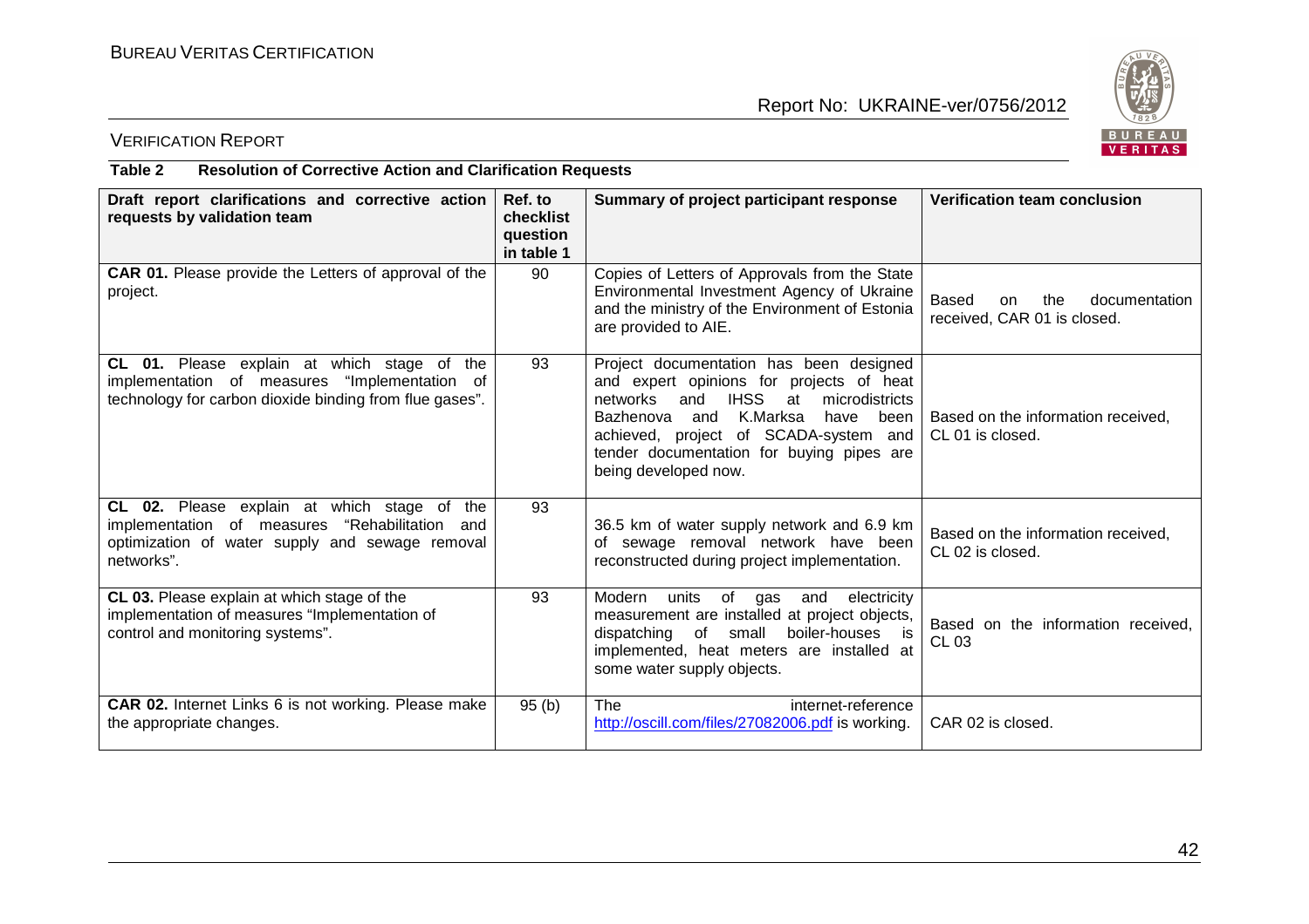**Table 2 Resolution of Corrective Action and Clarification Requests**

| Draft report clarifications and corrective action requests by validation team | Ref. to checklist question in table 1 | Summary of project participant response | Verification team conclusion |
|---|---|---|---|
| **CAR 01.** Please provide the Letters of approval of the project. | 90 | Copies of Letters of Approvals from the State Environmental Investment Agency of Ukraine and the ministry of the Environment of Estonia are provided to AIE. | Based on the documentation received, CAR 01 is closed. |
| **CL 01.** Please explain at which stage of the implementation of measures "Implementation of technology for carbon dioxide binding from flue gases". | 93 | Project documentation has been designed and expert opinions for projects of heat networks and IHSS at microdistricts Bazhenova and K.Marksa have been achieved, project of SCADA-system and tender documentation for buying pipes are being developed now. | Based on the information received, CL 01 is closed. |
| **CL 02.** Please explain at which stage of the implementation of measures "Rehabilitation and optimization of water supply and sewage removal networks". | 93 | 36.5 km of water supply network and 6.9 km of sewage removal network have been reconstructed during project implementation. | Based on the information received, CL 02 is closed. |
| **CL 03.** Please explain at which stage of the implementation of measures "Implementation of control and monitoring systems". | 93 | Modern units of gas and electricity measurement are installed at project objects, dispatching of small boiler-houses is implemented, heat meters are installed at some water supply objects. | Based on the information received, CL 03 |
| **CAR 02.** Internet Links 6 is not working. Please make the appropriate changes. | 95 (b) | The internet-reference http://oscill.com/files/27082006.pdf is working. | CAR 02 is closed. |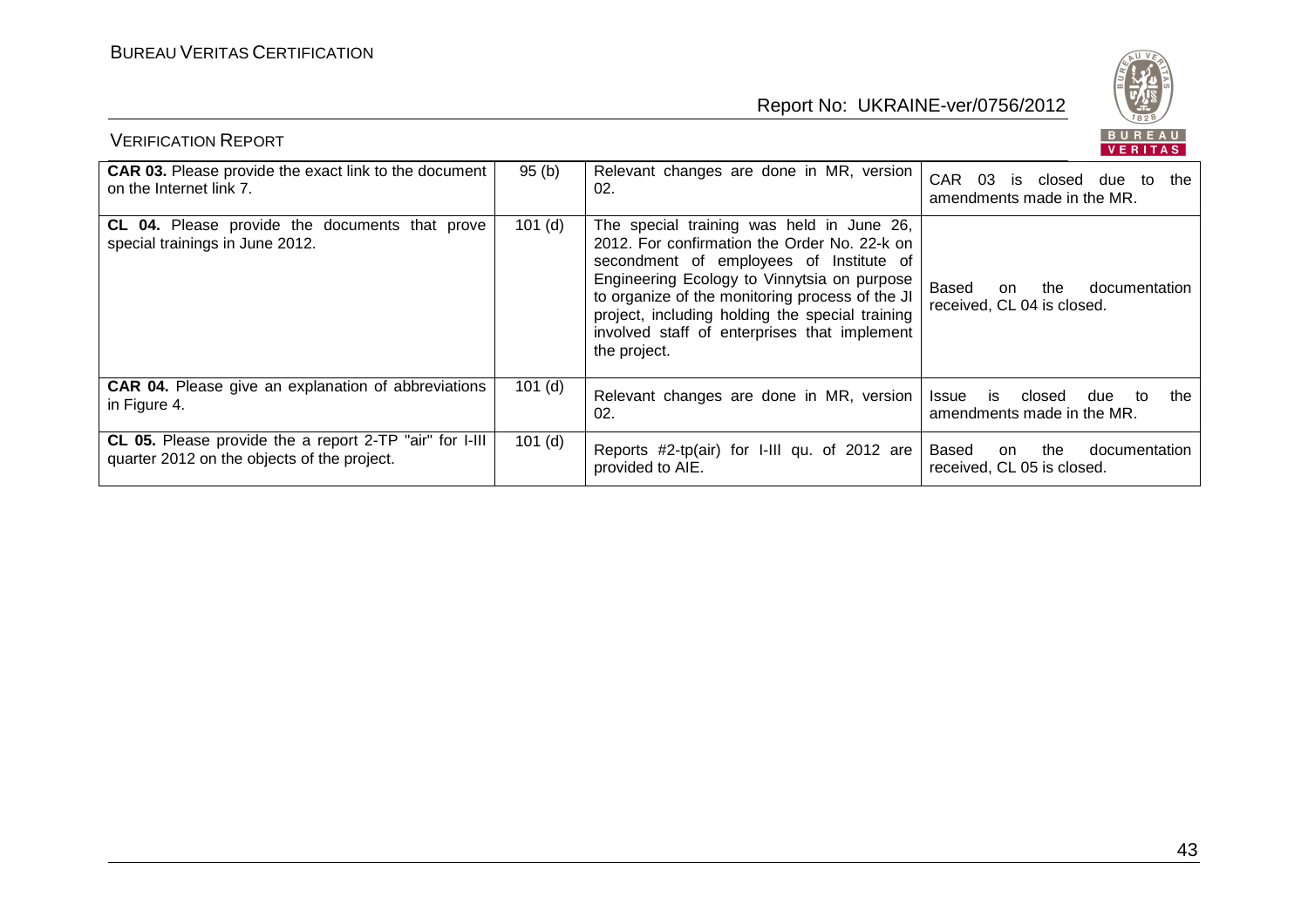| | | | |
|---|---|---|---|
| **CAR 03.** Please provide the exact link to the document on the Internet link 7. | 95 (b) | Relevant changes are done in MR, version 02. | CAR 03 is closed due to the amendments made in the MR. |
| **CL 04.** Please provide the documents that prove special trainings in June 2012. | 101 (d) | The special training was held in June 26, 2012. For confirmation the Order No. 22-k on secondment of employees of Institute of Engineering Ecology to Vinnytsia on purpose to organize of the monitoring process of the JI project, including holding the special training involved staff of enterprises that implement the project. | Based on the documentation received, CL 04 is closed. |
| **CAR 04.** Please give an explanation of abbreviations in Figure 4. | 101 (d) | Relevant changes are done in MR, version 02. | Issue is closed due to the amendments made in the MR. |
| **CL 05.** Please provide the a report 2-TP "air" for I-III quarter 2012 on the objects of the project. | 101 (d) | Reports #2-tp(air) for I-III qu. of 2012 are provided to AIE. | Based on the documentation received, CL 05 is closed. |